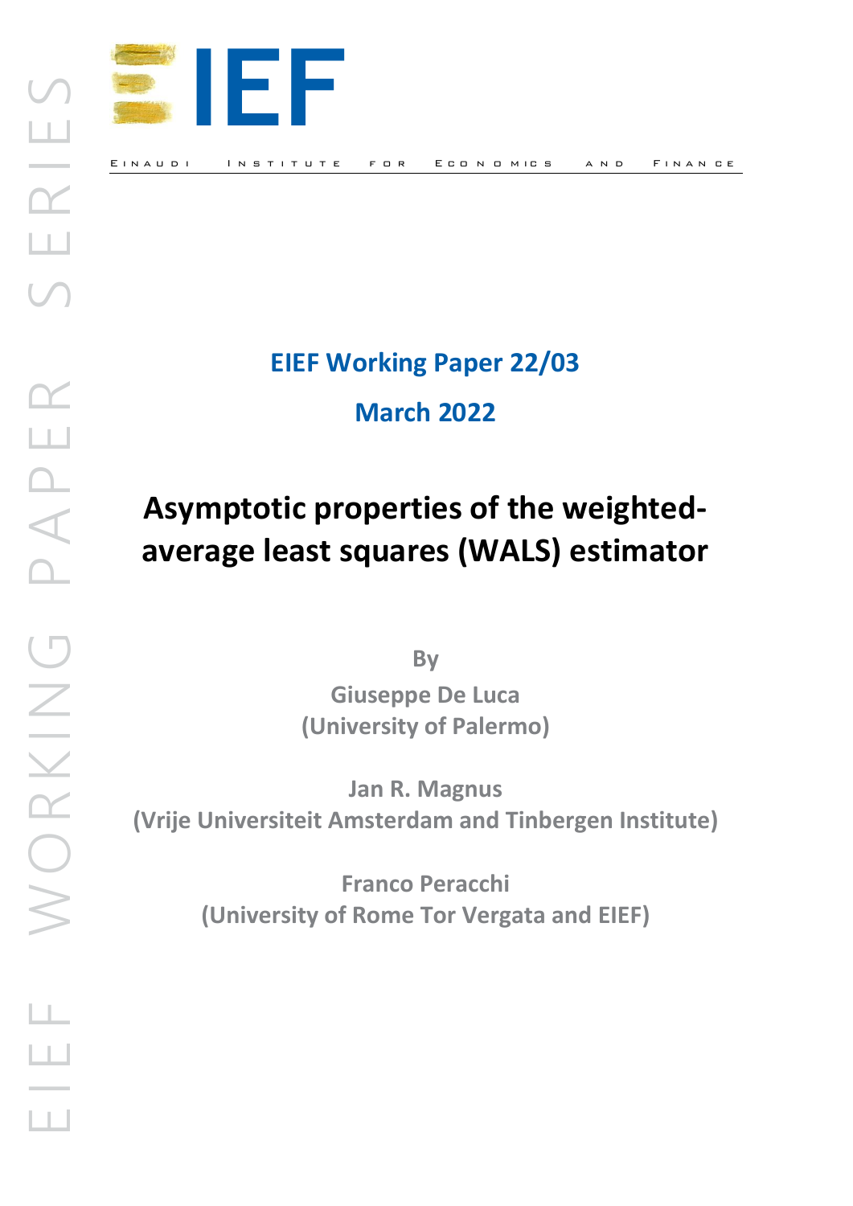# IEF

EINAUDI INSTITUTE FOR ECONOMICS AND FINANCE

EIEF WORKING PAPER SERIES

**EIEF Working Paper 22/03**

**March 2022**

# Asymptotic properties of the weighted-average least squares (WALS) estimator

**By**

**Giuseppe De Luca**
**(University of Palermo)**

**Jan R. Magnus**
**(Vrije Universiteit Amsterdam and Tinbergen Institute)**

**Franco Peracchi**
**(University of Rome Tor Vergata and EIEF)**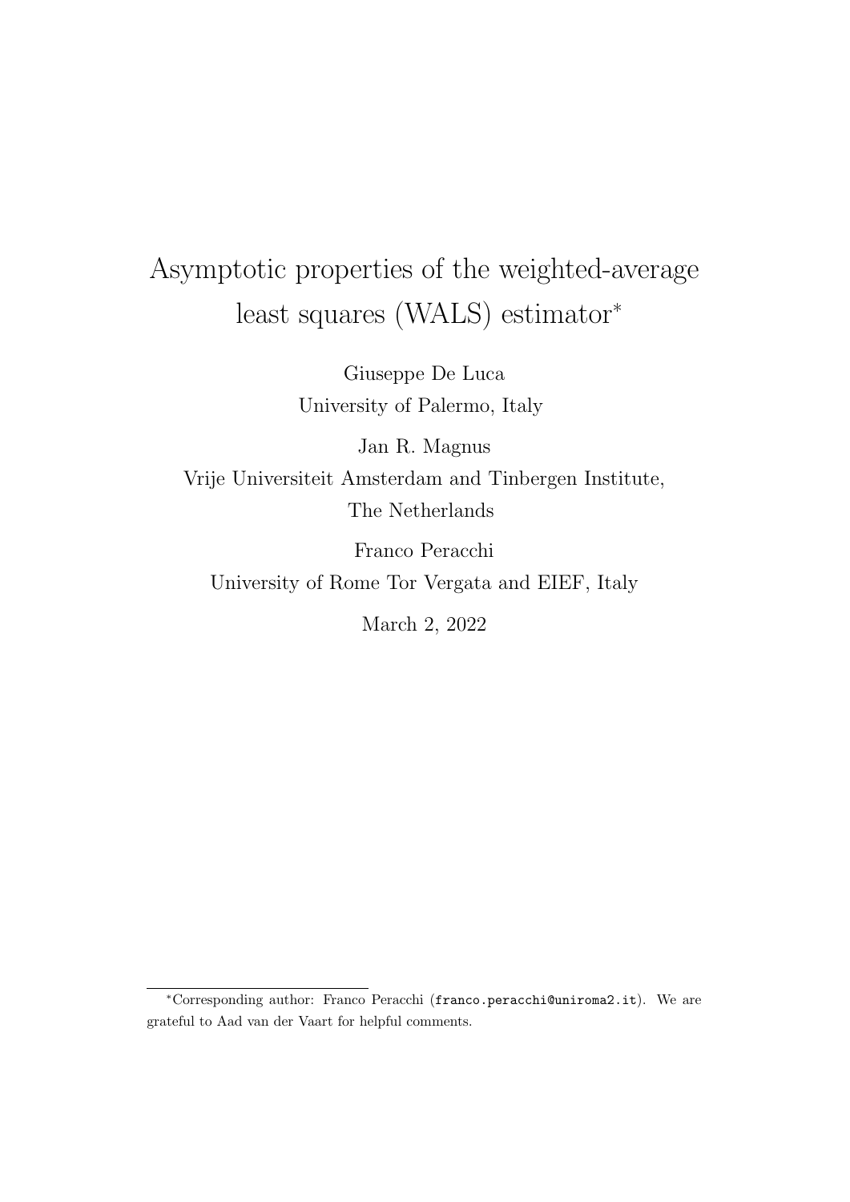# Asymptotic properties of the weighted-average least squares (WALS) estimator*

Giuseppe De Luca
University of Palermo, Italy

Jan R. Magnus
Vrije Universiteit Amsterdam and Tinbergen Institute, The Netherlands

Franco Peracchi
University of Rome Tor Vergata and EIEF, Italy

March 2, 2022

---

*Corresponding author: Franco Peracchi (franco.peracchi@uniroma2.it). We are grateful to Aad van der Vaart for helpful comments.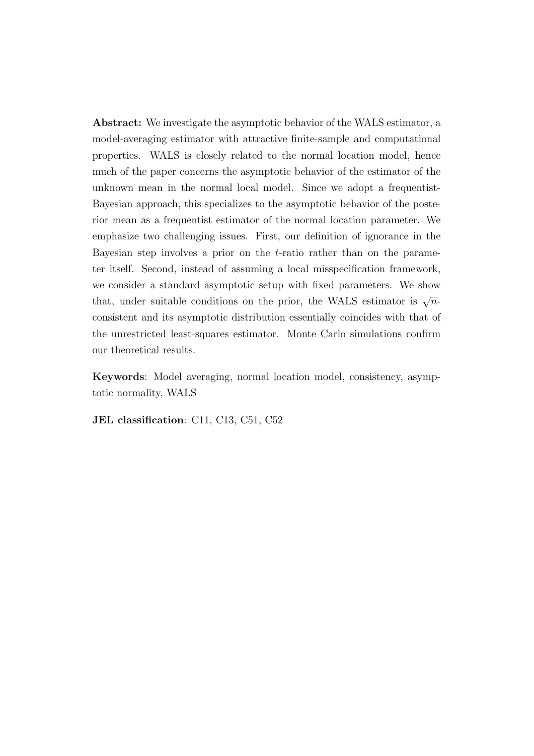**Abstract:** We investigate the asymptotic behavior of the WALS estimator, a model-averaging estimator with attractive finite-sample and computational properties. WALS is closely related to the normal location model, hence much of the paper concerns the asymptotic behavior of the estimator of the unknown mean in the normal local model. Since we adopt a frequentist-Bayesian approach, this specializes to the asymptotic behavior of the posterior mean as a frequentist estimator of the normal location parameter. We emphasize two challenging issues. First, our definition of ignorance in the Bayesian step involves a prior on the $t$-ratio rather than on the parameter itself. Second, instead of assuming a local misspecification framework, we consider a standard asymptotic setup with fixed parameters. We show that, under suitable conditions on the prior, the WALS estimator is $\sqrt{n}$-consistent and its asymptotic distribution essentially coincides with that of the unrestricted least-squares estimator. Monte Carlo simulations confirm our theoretical results.

**Keywords**: Model averaging, normal location model, consistency, asymptotic normality, WALS

**JEL classification**: C11, C13, C51, C52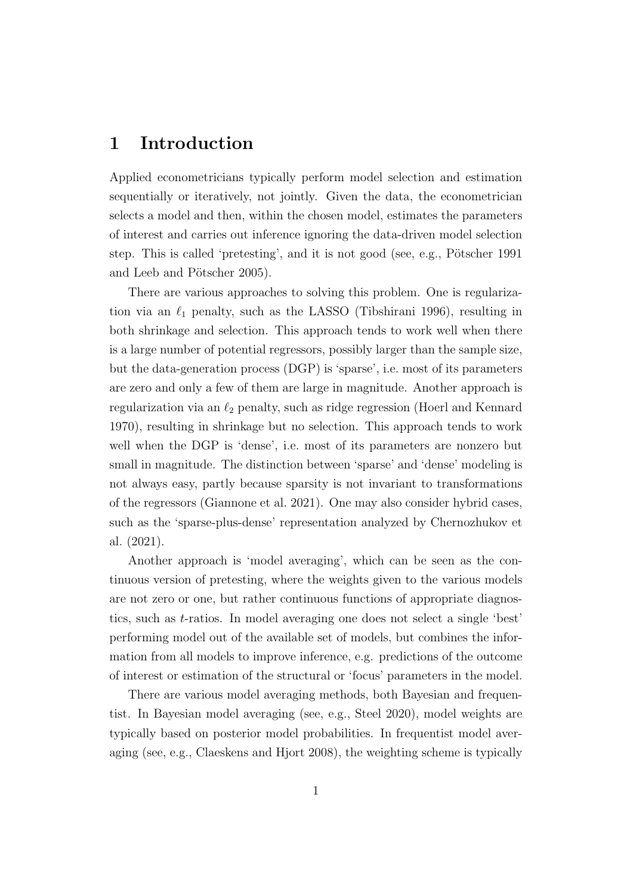# 1 Introduction

Applied econometricians typically perform model selection and estimation sequentially or iteratively, not jointly. Given the data, the econometrician selects a model and then, within the chosen model, estimates the parameters of interest and carries out inference ignoring the data-driven model selection step. This is called 'pretesting', and it is not good (see, e.g., Pötscher 1991 and Leeb and Pötscher 2005).

There are various approaches to solving this problem. One is regularization via an $\ell_1$ penalty, such as the LASSO (Tibshirani 1996), resulting in both shrinkage and selection. This approach tends to work well when there is a large number of potential regressors, possibly larger than the sample size, but the data-generation process (DGP) is 'sparse', i.e. most of its parameters are zero and only a few of them are large in magnitude. Another approach is regularization via an $\ell_2$ penalty, such as ridge regression (Hoerl and Kennard 1970), resulting in shrinkage but no selection. This approach tends to work well when the DGP is 'dense', i.e. most of its parameters are nonzero but small in magnitude. The distinction between 'sparse' and 'dense' modeling is not always easy, partly because sparsity is not invariant to transformations of the regressors (Giannone et al. 2021). One may also consider hybrid cases, such as the 'sparse-plus-dense' representation analyzed by Chernozhukov et al. (2021).

Another approach is 'model averaging', which can be seen as the continuous version of pretesting, where the weights given to the various models are not zero or one, but rather continuous functions of appropriate diagnostics, such as $t$-ratios. In model averaging one does not select a single 'best' performing model out of the available set of models, but combines the information from all models to improve inference, e.g. predictions of the outcome of interest or estimation of the structural or 'focus' parameters in the model.

There are various model averaging methods, both Bayesian and frequentist. In Bayesian model averaging (see, e.g., Steel 2020), model weights are typically based on posterior model probabilities. In frequentist model averaging (see, e.g., Claeskens and Hjort 2008), the weighting scheme is typically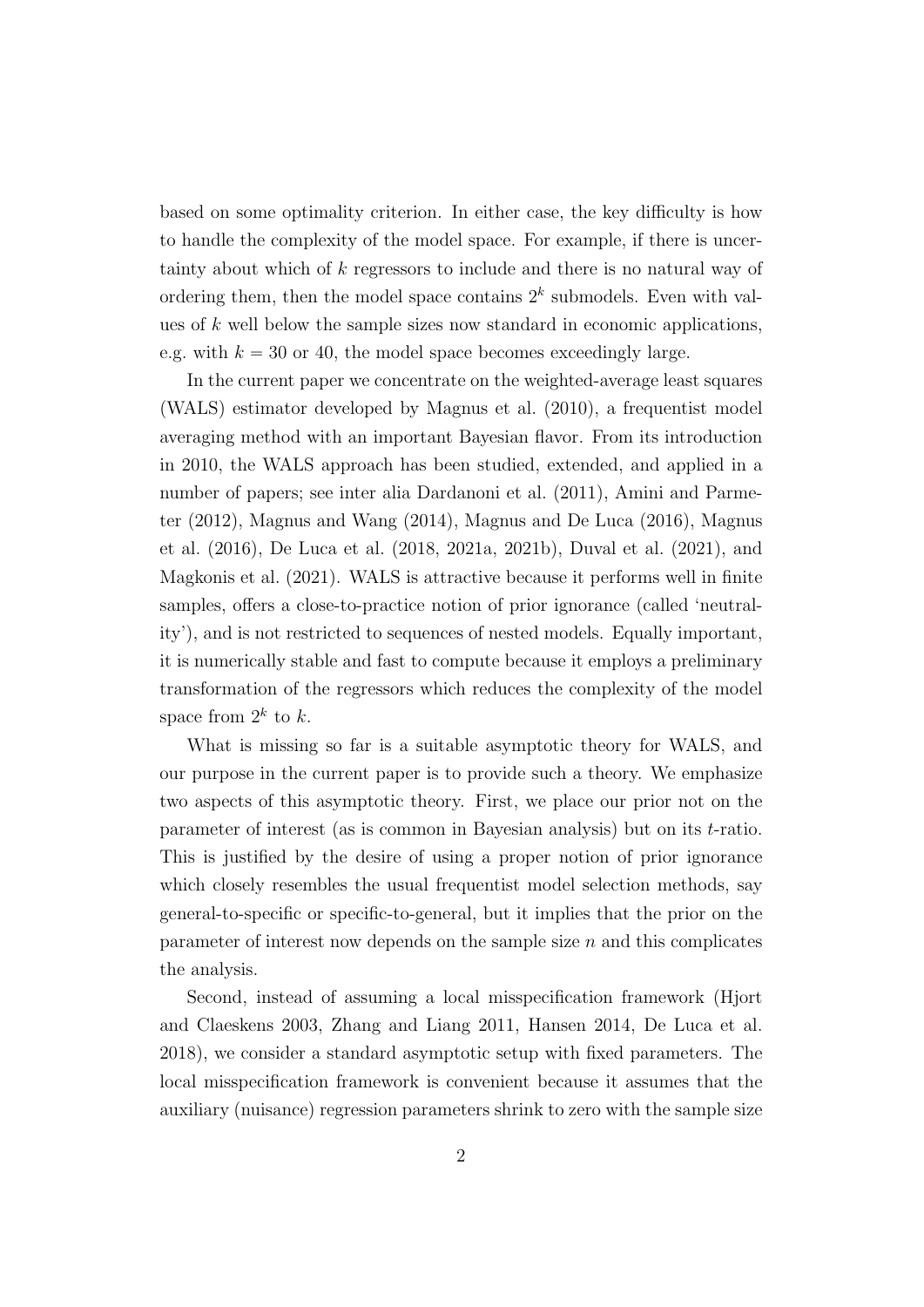based on some optimality criterion. In either case, the key difficulty is how to handle the complexity of the model space. For example, if there is uncertainty about which of $k$ regressors to include and there is no natural way of ordering them, then the model space contains $2^k$ submodels. Even with values of $k$ well below the sample sizes now standard in economic applications, e.g. with $k = 30$ or 40, the model space becomes exceedingly large.

In the current paper we concentrate on the weighted-average least squares (WALS) estimator developed by Magnus et al. (2010), a frequentist model averaging method with an important Bayesian flavor. From its introduction in 2010, the WALS approach has been studied, extended, and applied in a number of papers; see inter alia Dardanoni et al. (2011), Amini and Parmeter (2012), Magnus and Wang (2014), Magnus and De Luca (2016), Magnus et al. (2016), De Luca et al. (2018, 2021a, 2021b), Duval et al. (2021), and Magkonis et al. (2021). WALS is attractive because it performs well in finite samples, offers a close-to-practice notion of prior ignorance (called 'neutrality'), and is not restricted to sequences of nested models. Equally important, it is numerically stable and fast to compute because it employs a preliminary transformation of the regressors which reduces the complexity of the model space from $2^k$ to $k$.

What is missing so far is a suitable asymptotic theory for WALS, and our purpose in the current paper is to provide such a theory. We emphasize two aspects of this asymptotic theory. First, we place our prior not on the parameter of interest (as is common in Bayesian analysis) but on its $t$-ratio. This is justified by the desire of using a proper notion of prior ignorance which closely resembles the usual frequentist model selection methods, say general-to-specific or specific-to-general, but it implies that the prior on the parameter of interest now depends on the sample size $n$ and this complicates the analysis.

Second, instead of assuming a local misspecification framework (Hjort and Claeskens 2003, Zhang and Liang 2011, Hansen 2014, De Luca et al. 2018), we consider a standard asymptotic setup with fixed parameters. The local misspecification framework is convenient because it assumes that the auxiliary (nuisance) regression parameters shrink to zero with the sample size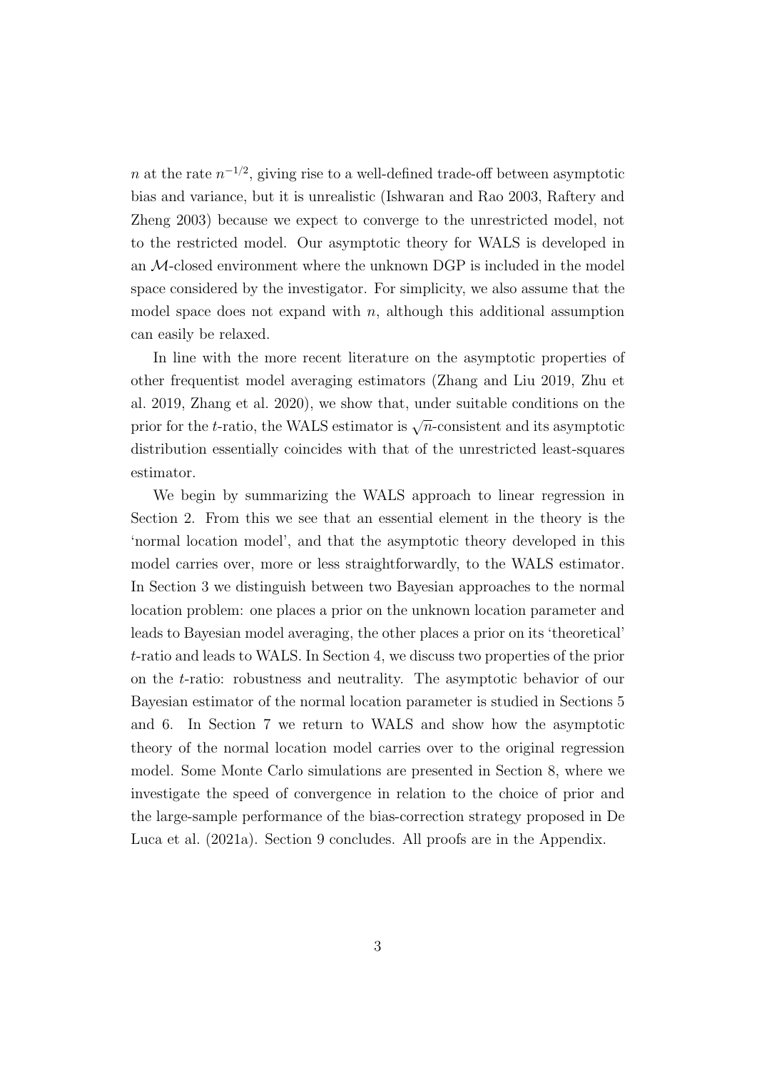$n$ at the rate $n^{-1/2}$, giving rise to a well-defined trade-off between asymptotic bias and variance, but it is unrealistic (Ishwaran and Rao 2003, Raftery and Zheng 2003) because we expect to converge to the unrestricted model, not to the restricted model. Our asymptotic theory for WALS is developed in an $\mathcal{M}$-closed environment where the unknown DGP is included in the model space considered by the investigator. For simplicity, we also assume that the model space does not expand with $n$, although this additional assumption can easily be relaxed.

In line with the more recent literature on the asymptotic properties of other frequentist model averaging estimators (Zhang and Liu 2019, Zhu et al. 2019, Zhang et al. 2020), we show that, under suitable conditions on the prior for the $t$-ratio, the WALS estimator is $\sqrt{n}$-consistent and its asymptotic distribution essentially coincides with that of the unrestricted least-squares estimator.

We begin by summarizing the WALS approach to linear regression in Section 2. From this we see that an essential element in the theory is the 'normal location model', and that the asymptotic theory developed in this model carries over, more or less straightforwardly, to the WALS estimator. In Section 3 we distinguish between two Bayesian approaches to the normal location problem: one places a prior on the unknown location parameter and leads to Bayesian model averaging, the other places a prior on its 'theoretical' $t$-ratio and leads to WALS. In Section 4, we discuss two properties of the prior on the $t$-ratio: robustness and neutrality. The asymptotic behavior of our Bayesian estimator of the normal location parameter is studied in Sections 5 and 6. In Section 7 we return to WALS and show how the asymptotic theory of the normal location model carries over to the original regression model. Some Monte Carlo simulations are presented in Section 8, where we investigate the speed of convergence in relation to the choice of prior and the large-sample performance of the bias-correction strategy proposed in De Luca et al. (2021a). Section 9 concludes. All proofs are in the Appendix.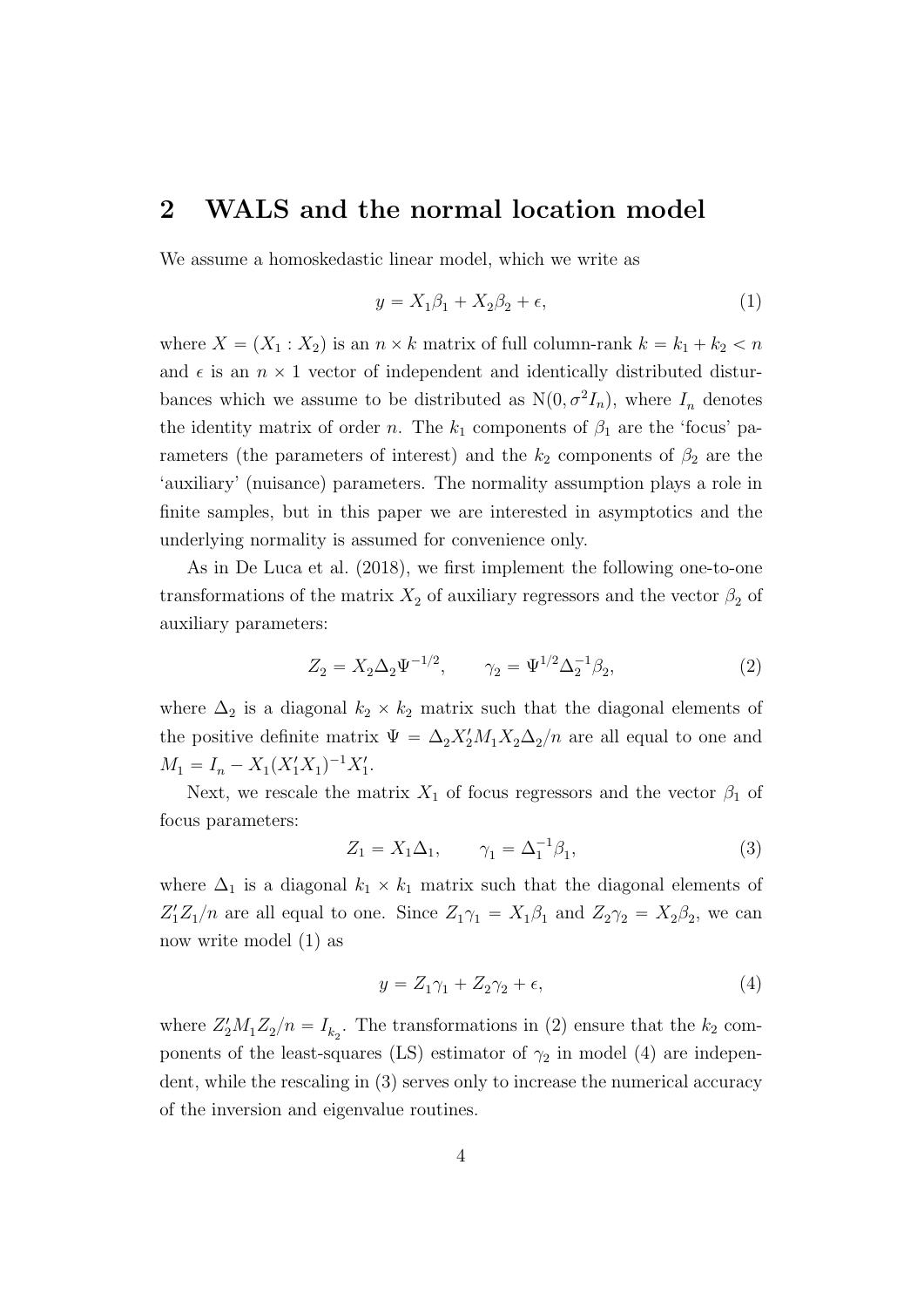## 2 WALS and the normal location model

We assume a homoskedastic linear model, which we write as

$$y = X_1\beta_1 + X_2\beta_2 + \epsilon, \tag{1}$$

where $X = (X_1 : X_2)$ is an $n \times k$ matrix of full column-rank $k = k_1 + k_2 < n$ and $\epsilon$ is an $n \times 1$ vector of independent and identically distributed disturbances which we assume to be distributed as $\mathrm{N}(0, \sigma^2 I_n)$, where $I_n$ denotes the identity matrix of order $n$. The $k_1$ components of $\beta_1$ are the 'focus' parameters (the parameters of interest) and the $k_2$ components of $\beta_2$ are the 'auxiliary' (nuisance) parameters. The normality assumption plays a role in finite samples, but in this paper we are interested in asymptotics and the underlying normality is assumed for convenience only.

As in De Luca et al. (2018), we first implement the following one-to-one transformations of the matrix $X_2$ of auxiliary regressors and the vector $\beta_2$ of auxiliary parameters:

$$Z_2 = X_2\Delta_2\Psi^{-1/2}, \qquad \gamma_2 = \Psi^{1/2}\Delta_2^{-1}\beta_2, \tag{2}$$

where $\Delta_2$ is a diagonal $k_2 \times k_2$ matrix such that the diagonal elements of the positive definite matrix $\Psi = \Delta_2 X_2' M_1 X_2 \Delta_2/n$ are all equal to one and $M_1 = I_n - X_1(X_1'X_1)^{-1}X_1'$.

Next, we rescale the matrix $X_1$ of focus regressors and the vector $\beta_1$ of focus parameters:

$$Z_1 = X_1\Delta_1, \qquad \gamma_1 = \Delta_1^{-1}\beta_1, \tag{3}$$

where $\Delta_1$ is a diagonal $k_1 \times k_1$ matrix such that the diagonal elements of $Z_1'Z_1/n$ are all equal to one. Since $Z_1\gamma_1 = X_1\beta_1$ and $Z_2\gamma_2 = X_2\beta_2$, we can now write model (1) as

$$y = Z_1\gamma_1 + Z_2\gamma_2 + \epsilon, \tag{4}$$

where $Z_2'M_1Z_2/n = I_{k_2}$. The transformations in (2) ensure that the $k_2$ components of the least-squares (LS) estimator of $\gamma_2$ in model (4) are independent, while the rescaling in (3) serves only to increase the numerical accuracy of the inversion and eigenvalue routines.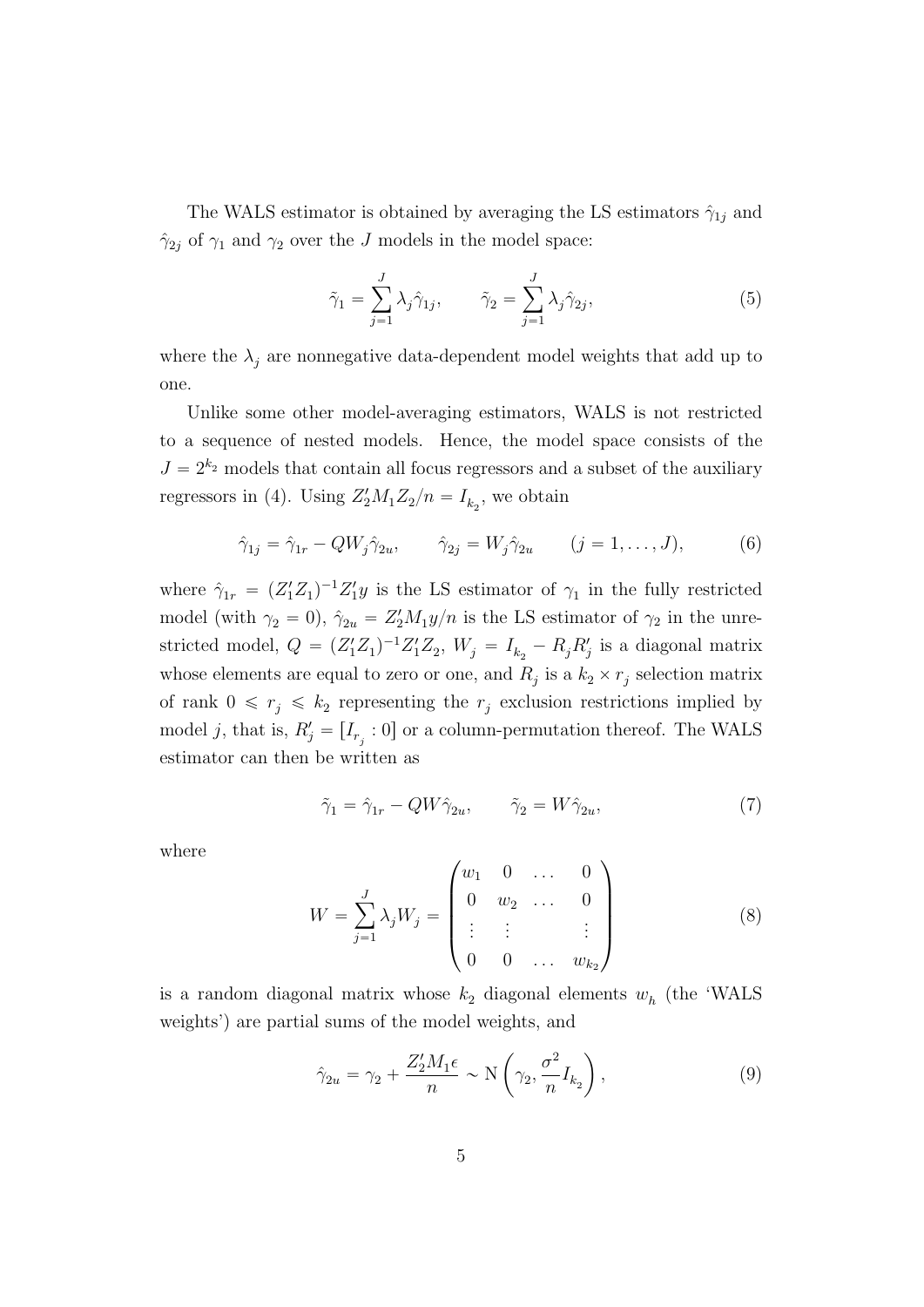The WALS estimator is obtained by averaging the LS estimators $\hat{\gamma}_{1j}$ and $\hat{\gamma}_{2j}$ of $\gamma_1$ and $\gamma_2$ over the $J$ models in the model space:

$$\tilde{\gamma}_1 = \sum_{j=1}^{J} \lambda_j \hat{\gamma}_{1j}, \qquad \tilde{\gamma}_2 = \sum_{j=1}^{J} \lambda_j \hat{\gamma}_{2j}, \tag{5}$$

where the $\lambda_j$ are nonnegative data-dependent model weights that add up to one.

Unlike some other model-averaging estimators, WALS is not restricted to a sequence of nested models. Hence, the model space consists of the $J = 2^{k_2}$ models that contain all focus regressors and a subset of the auxiliary regressors in (4). Using $Z_2' M_1 Z_2/n = I_{k_2}$, we obtain

$$\hat{\gamma}_{1j} = \hat{\gamma}_{1r} - Q W_j \hat{\gamma}_{2u}, \qquad \hat{\gamma}_{2j} = W_j \hat{\gamma}_{2u} \qquad (j = 1, \dots, J), \tag{6}$$

where $\hat{\gamma}_{1r} = (Z_1'Z_1)^{-1} Z_1' y$ is the LS estimator of $\gamma_1$ in the fully restricted model (with $\gamma_2 = 0$), $\hat{\gamma}_{2u} = Z_2' M_1 y/n$ is the LS estimator of $\gamma_2$ in the unrestricted model, $Q = (Z_1'Z_1)^{-1} Z_1' Z_2$, $W_j = I_{k_2} - R_j R_j'$ is a diagonal matrix whose elements are equal to zero or one, and $R_j$ is a $k_2 \times r_j$ selection matrix of rank $0 \leqslant r_j \leqslant k_2$ representing the $r_j$ exclusion restrictions implied by model $j$, that is, $R_j' = [I_{r_j} : 0]$ or a column-permutation thereof. The WALS estimator can then be written as

$$\tilde{\gamma}_1 = \hat{\gamma}_{1r} - Q W \hat{\gamma}_{2u}, \qquad \tilde{\gamma}_2 = W \hat{\gamma}_{2u}, \tag{7}$$

where

$$W = \sum_{j=1}^{J} \lambda_j W_j = \begin{pmatrix} w_1 & 0 & \dots & 0 \\ 0 & w_2 & \dots & 0 \\ \vdots & \vdots & & \vdots \\ 0 & 0 & \dots & w_{k_2} \end{pmatrix} \tag{8}$$

is a random diagonal matrix whose $k_2$ diagonal elements $w_h$ (the 'WALS weights') are partial sums of the model weights, and

$$\hat{\gamma}_{2u} = \gamma_2 + \frac{Z_2' M_1 \epsilon}{n} \sim \mathrm{N}\left(\gamma_2, \frac{\sigma^2}{n} I_{k_2}\right), \tag{9}$$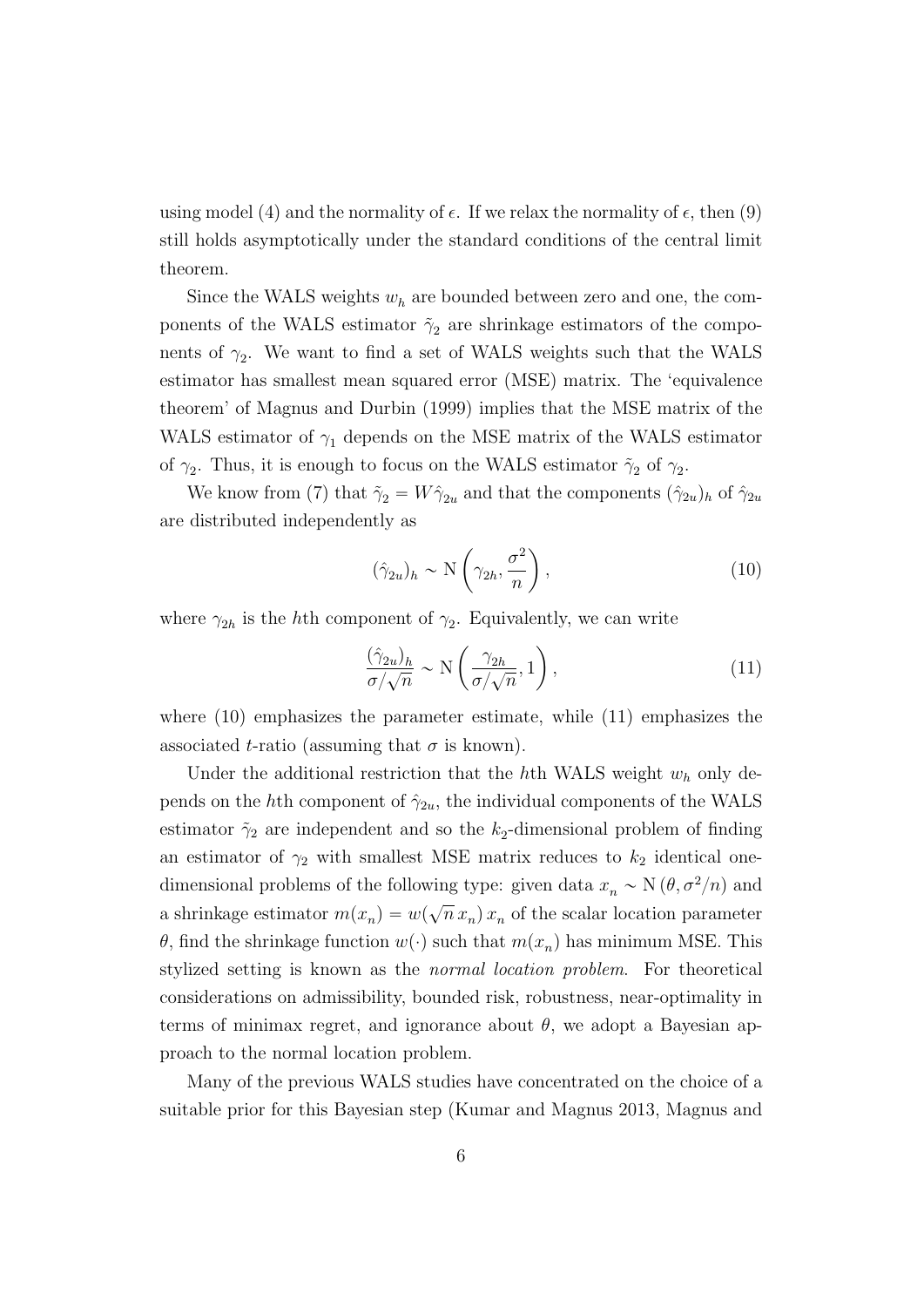using model (4) and the normality of $\epsilon$. If we relax the normality of $\epsilon$, then (9) still holds asymptotically under the standard conditions of the central limit theorem.

Since the WALS weights $w_h$ are bounded between zero and one, the components of the WALS estimator $\tilde{\gamma}_2$ are shrinkage estimators of the components of $\gamma_2$. We want to find a set of WALS weights such that the WALS estimator has smallest mean squared error (MSE) matrix. The 'equivalence theorem' of Magnus and Durbin (1999) implies that the MSE matrix of the WALS estimator of $\gamma_1$ depends on the MSE matrix of the WALS estimator of $\gamma_2$. Thus, it is enough to focus on the WALS estimator $\tilde{\gamma}_2$ of $\gamma_2$.

We know from (7) that $\tilde{\gamma}_2 = W\hat{\gamma}_{2u}$ and that the components $(\hat{\gamma}_{2u})_h$ of $\hat{\gamma}_{2u}$ are distributed independently as

$$(\hat{\gamma}_{2u})_h \sim \mathrm{N}\left(\gamma_{2h}, \frac{\sigma^2}{n}\right), \tag{10}$$

where $\gamma_{2h}$ is the $h$th component of $\gamma_2$. Equivalently, we can write

$$\frac{(\hat{\gamma}_{2u})_h}{\sigma/\sqrt{n}} \sim \mathrm{N}\left(\frac{\gamma_{2h}}{\sigma/\sqrt{n}}, 1\right), \tag{11}$$

where (10) emphasizes the parameter estimate, while (11) emphasizes the associated $t$-ratio (assuming that $\sigma$ is known).

Under the additional restriction that the $h$th WALS weight $w_h$ only depends on the $h$th component of $\hat{\gamma}_{2u}$, the individual components of the WALS estimator $\tilde{\gamma}_2$ are independent and so the $k_2$-dimensional problem of finding an estimator of $\gamma_2$ with smallest MSE matrix reduces to $k_2$ identical one-dimensional problems of the following type: given data $x_n \sim \mathrm{N}(\theta, \sigma^2/n)$ and a shrinkage estimator $m(x_n) = w(\sqrt{n}\, x_n)\, x_n$ of the scalar location parameter $\theta$, find the shrinkage function $w(\cdot)$ such that $m(x_n)$ has minimum MSE. This stylized setting is known as the *normal location problem*. For theoretical considerations on admissibility, bounded risk, robustness, near-optimality in terms of minimax regret, and ignorance about $\theta$, we adopt a Bayesian approach to the normal location problem.

Many of the previous WALS studies have concentrated on the choice of a suitable prior for this Bayesian step (Kumar and Magnus 2013, Magnus and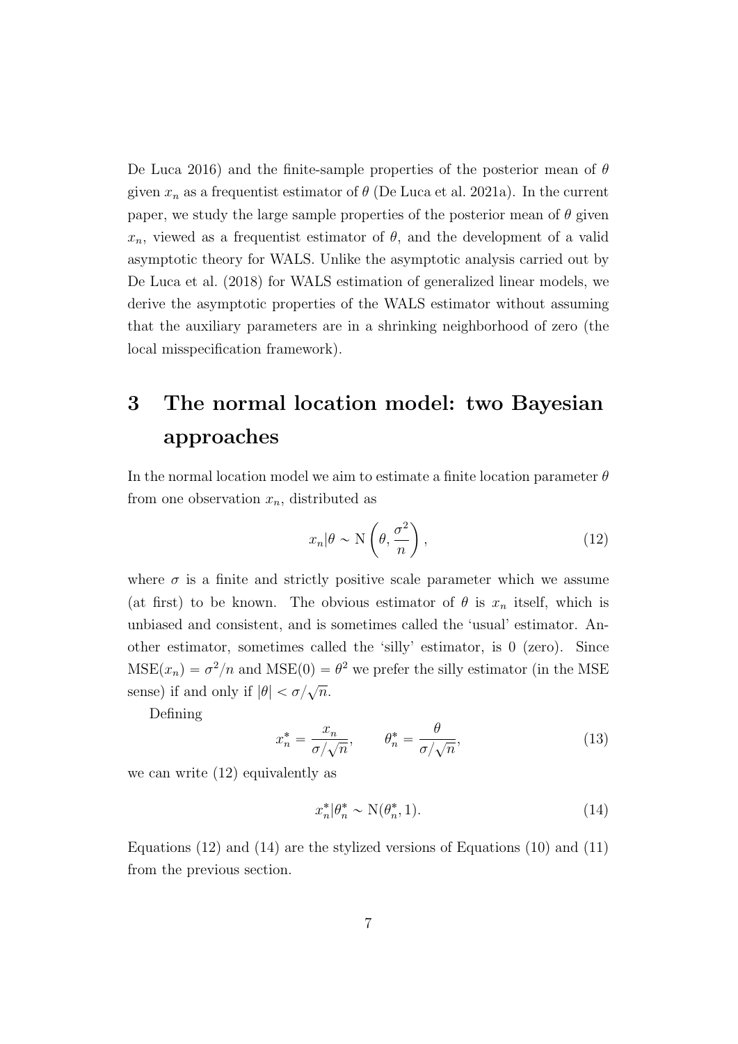De Luca 2016) and the finite-sample properties of the posterior mean of $\theta$ given $x_n$ as a frequentist estimator of $\theta$ (De Luca et al. 2021a). In the current paper, we study the large sample properties of the posterior mean of $\theta$ given $x_n$, viewed as a frequentist estimator of $\theta$, and the development of a valid asymptotic theory for WALS. Unlike the asymptotic analysis carried out by De Luca et al. (2018) for WALS estimation of generalized linear models, we derive the asymptotic properties of the WALS estimator without assuming that the auxiliary parameters are in a shrinking neighborhood of zero (the local misspecification framework).

# 3 The normal location model: two Bayesian approaches

In the normal location model we aim to estimate a finite location parameter $\theta$ from one observation $x_n$, distributed as

$$x_n|\theta \sim \mathrm{N}\left(\theta, \frac{\sigma^2}{n}\right), \tag{12}$$

where $\sigma$ is a finite and strictly positive scale parameter which we assume (at first) to be known. The obvious estimator of $\theta$ is $x_n$ itself, which is unbiased and consistent, and is sometimes called the 'usual' estimator. Another estimator, sometimes called the 'silly' estimator, is 0 (zero). Since $\mathrm{MSE}(x_n) = \sigma^2/n$ and $\mathrm{MSE}(0) = \theta^2$ we prefer the silly estimator (in the MSE sense) if and only if $|\theta| < \sigma/\sqrt{n}$.

Defining

$$x_n^* = \frac{x_n}{\sigma/\sqrt{n}}, \qquad \theta_n^* = \frac{\theta}{\sigma/\sqrt{n}}, \tag{13}$$

we can write (12) equivalently as

$$x_n^*|\theta_n^* \sim \mathrm{N}(\theta_n^*, 1). \tag{14}$$

Equations (12) and (14) are the stylized versions of Equations (10) and (11) from the previous section.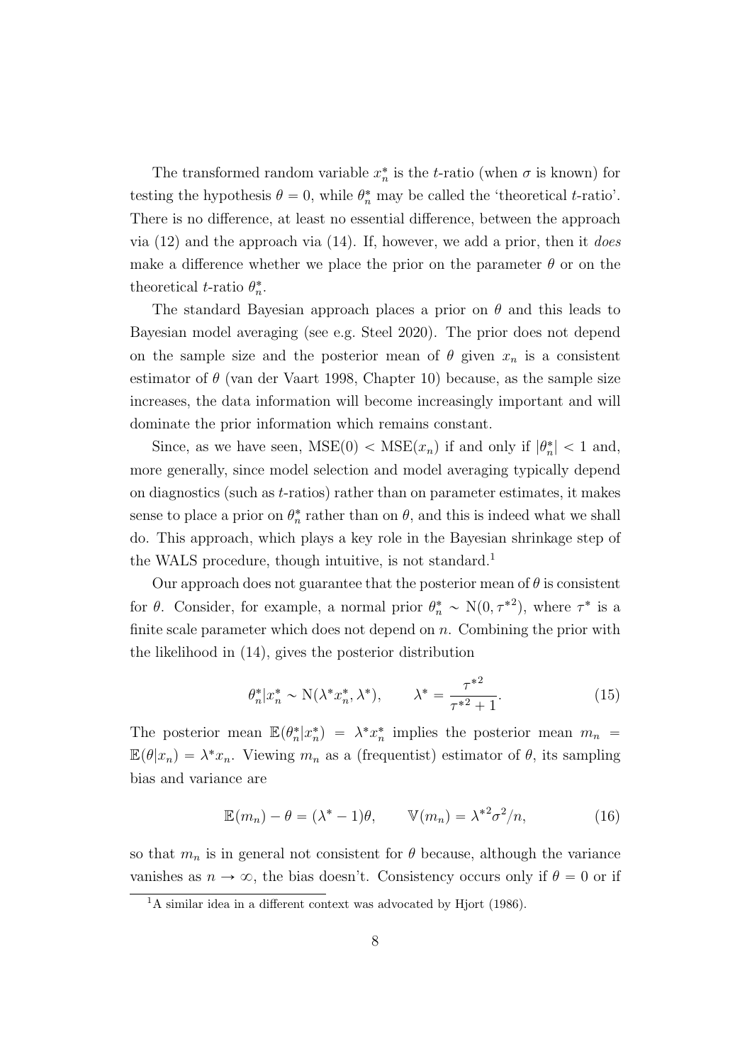The transformed random variable $x_n^*$ is the $t$-ratio (when $\sigma$ is known) for testing the hypothesis $\theta = 0$, while $\theta_n^*$ may be called the 'theoretical $t$-ratio'. There is no difference, at least no essential difference, between the approach via (12) and the approach via (14). If, however, we add a prior, then it *does* make a difference whether we place the prior on the parameter $\theta$ or on the theoretical $t$-ratio $\theta_n^*$.

The standard Bayesian approach places a prior on $\theta$ and this leads to Bayesian model averaging (see e.g. Steel 2020). The prior does not depend on the sample size and the posterior mean of $\theta$ given $x_n$ is a consistent estimator of $\theta$ (van der Vaart 1998, Chapter 10) because, as the sample size increases, the data information will become increasingly important and will dominate the prior information which remains constant.

Since, as we have seen, $\text{MSE}(0) < \text{MSE}(x_n)$ if and only if $|\theta_n^*| < 1$ and, more generally, since model selection and model averaging typically depend on diagnostics (such as $t$-ratios) rather than on parameter estimates, it makes sense to place a prior on $\theta_n^*$ rather than on $\theta$, and this is indeed what we shall do. This approach, which plays a key role in the Bayesian shrinkage step of the WALS procedure, though intuitive, is not standard.[1]

Our approach does not guarantee that the posterior mean of $\theta$ is consistent for $\theta$. Consider, for example, a normal prior $\theta_n^* \sim \text{N}(0, \tau^{*2})$, where $\tau^*$ is a finite scale parameter which does not depend on $n$. Combining the prior with the likelihood in (14), gives the posterior distribution

$$\theta_n^* | x_n^* \sim \text{N}(\lambda^* x_n^*, \lambda^*), \qquad \lambda^* = \frac{\tau^{*2}}{\tau^{*2} + 1}. \tag{15}$$

The posterior mean $\mathbb{E}(\theta_n^* | x_n^*) = \lambda^* x_n^*$ implies the posterior mean $m_n = \mathbb{E}(\theta | x_n) = \lambda^* x_n$. Viewing $m_n$ as a (frequentist) estimator of $\theta$, its sampling bias and variance are

$$\mathbb{E}(m_n) - \theta = (\lambda^* - 1)\theta, \qquad \mathbb{V}(m_n) = \lambda^{*2}\sigma^2/n, \tag{16}$$

so that $m_n$ is in general not consistent for $\theta$ because, although the variance vanishes as $n \to \infty$, the bias doesn't. Consistency occurs only if $\theta = 0$ or if

[1] A similar idea in a different context was advocated by Hjort (1986).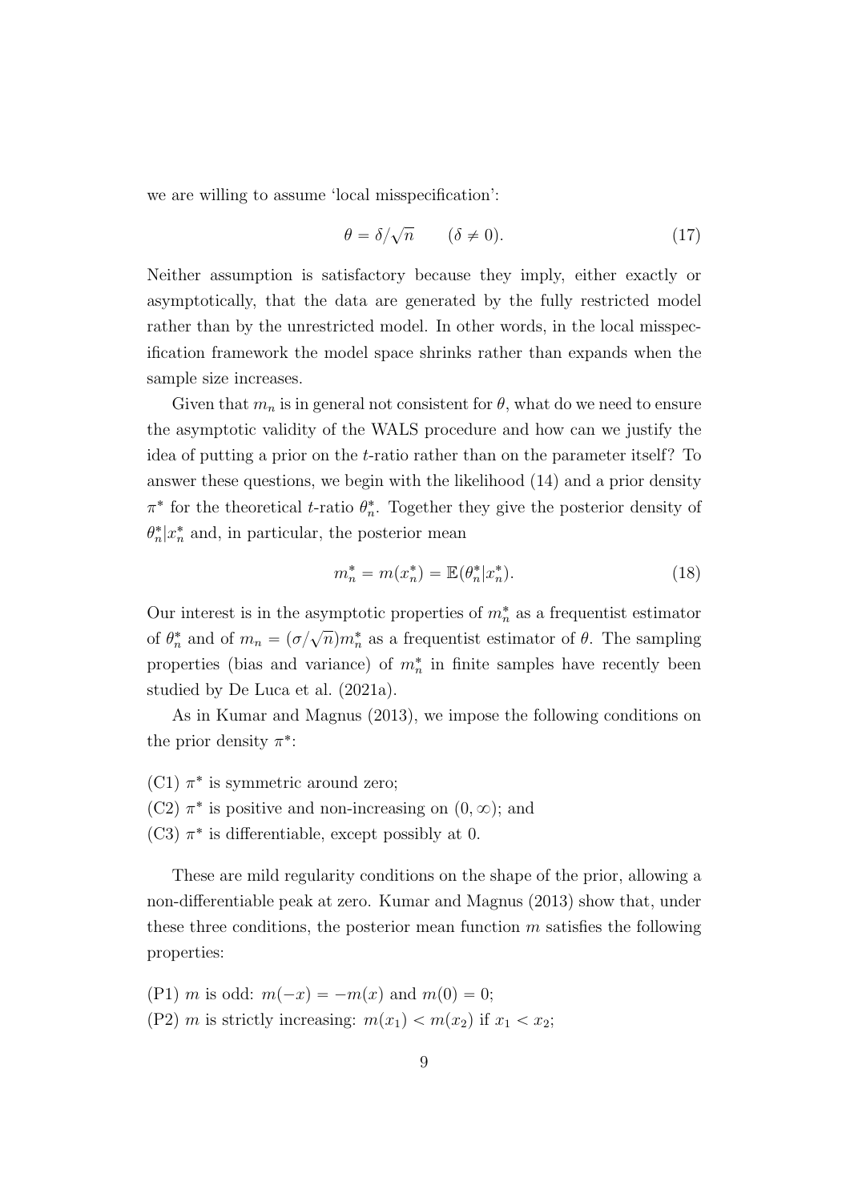we are willing to assume 'local misspecification':

$$\theta = \delta/\sqrt{n} \qquad (\delta \neq 0). \tag{17}$$

Neither assumption is satisfactory because they imply, either exactly or asymptotically, that the data are generated by the fully restricted model rather than by the unrestricted model. In other words, in the local misspecification framework the model space shrinks rather than expands when the sample size increases.

Given that $m_n$ is in general not consistent for $\theta$, what do we need to ensure the asymptotic validity of the WALS procedure and how can we justify the idea of putting a prior on the $t$-ratio rather than on the parameter itself? To answer these questions, we begin with the likelihood (14) and a prior density $\pi^*$ for the theoretical $t$-ratio $\theta_n^*$. Together they give the posterior density of $\theta_n^*|x_n^*$ and, in particular, the posterior mean

$$m_n^* = m(x_n^*) = \mathbb{E}(\theta_n^*|x_n^*). \tag{18}$$

Our interest is in the asymptotic properties of $m_n^*$ as a frequentist estimator of $\theta_n^*$ and of $m_n = (\sigma/\sqrt{n})m_n^*$ as a frequentist estimator of $\theta$. The sampling properties (bias and variance) of $m_n^*$ in finite samples have recently been studied by De Luca et al. (2021a).

As in Kumar and Magnus (2013), we impose the following conditions on the prior density $\pi^*$:

(C1) $\pi^*$ is symmetric around zero;
(C2) $\pi^*$ is positive and non-increasing on $(0, \infty)$; and
(C3) $\pi^*$ is differentiable, except possibly at 0.

These are mild regularity conditions on the shape of the prior, allowing a non-differentiable peak at zero. Kumar and Magnus (2013) show that, under these three conditions, the posterior mean function $m$ satisfies the following properties:

(P1) $m$ is odd: $m(-x) = -m(x)$ and $m(0) = 0$;
(P2) $m$ is strictly increasing: $m(x_1) < m(x_2)$ if $x_1 < x_2$;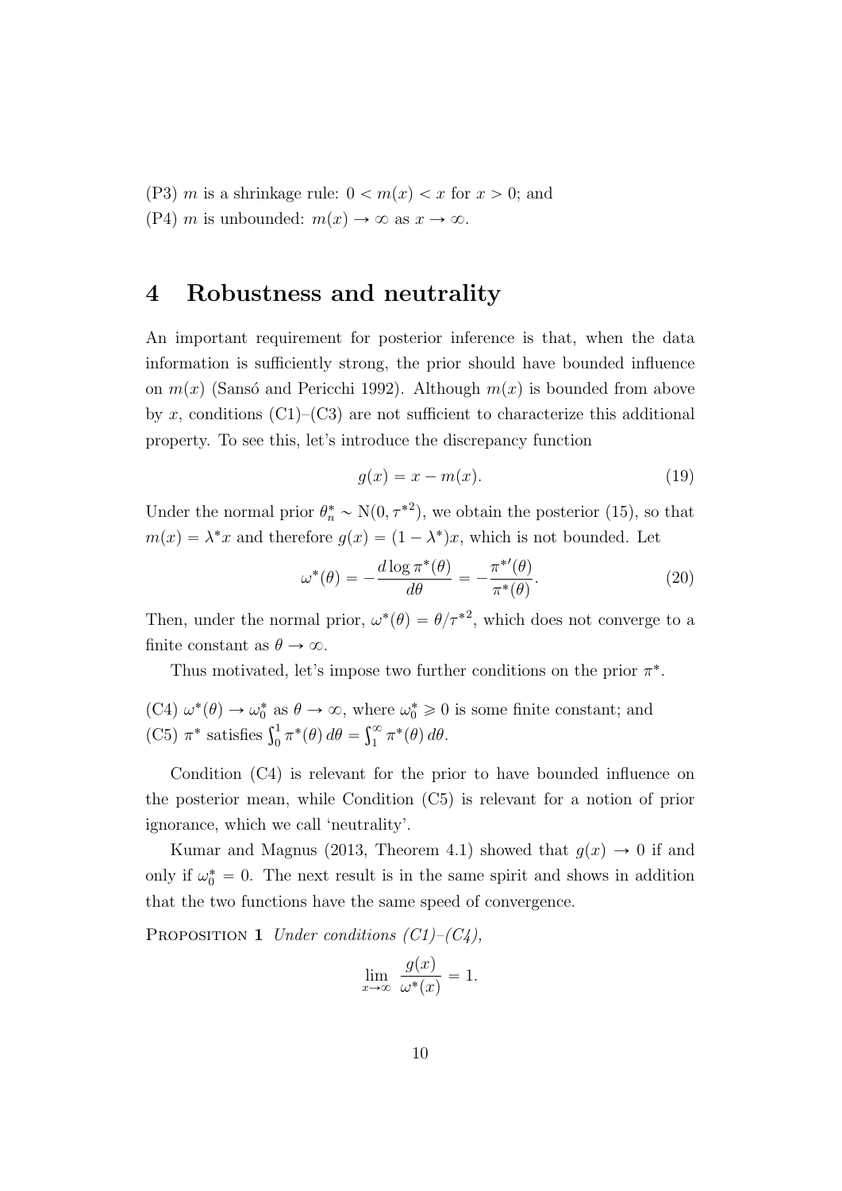(P3) $m$ is a shrinkage rule: $0 < m(x) < x$ for $x > 0$; and

(P4) $m$ is unbounded: $m(x) \to \infty$ as $x \to \infty$.

# 4 Robustness and neutrality

An important requirement for posterior inference is that, when the data information is sufficiently strong, the prior should have bounded influence on $m(x)$ (Sansó and Pericchi 1992). Although $m(x)$ is bounded from above by $x$, conditions (C1)–(C3) are not sufficient to characterize this additional property. To see this, let's introduce the discrepancy function

$$g(x) = x - m(x). \tag{19}$$

Under the normal prior $\theta_n^* \sim \mathrm{N}(0, \tau^{*2})$, we obtain the posterior (15), so that $m(x) = \lambda^* x$ and therefore $g(x) = (1 - \lambda^*)x$, which is not bounded. Let

$$\omega^*(\theta) = -\frac{d \log \pi^*(\theta)}{d\theta} = -\frac{\pi^{*\prime}(\theta)}{\pi^*(\theta)}. \tag{20}$$

Then, under the normal prior, $\omega^*(\theta) = \theta/\tau^{*2}$, which does not converge to a finite constant as $\theta \to \infty$.

Thus motivated, let's impose two further conditions on the prior $\pi^*$.

(C4) $\omega^*(\theta) \to \omega_0^*$ as $\theta \to \infty$, where $\omega_0^* \geqslant 0$ is some finite constant; and

(C5) $\pi^*$ satisfies $\int_0^1 \pi^*(\theta)\, d\theta = \int_1^\infty \pi^*(\theta)\, d\theta$.

Condition (C4) is relevant for the prior to have bounded influence on the posterior mean, while Condition (C5) is relevant for a notion of prior ignorance, which we call 'neutrality'.

Kumar and Magnus (2013, Theorem 4.1) showed that $g(x) \to 0$ if and only if $\omega_0^* = 0$. The next result is in the same spirit and shows in addition that the two functions have the same speed of convergence.

Proposition 1 *Under conditions (C1)–(C4),*

$$\lim_{x \to \infty} \frac{g(x)}{\omega^*(x)} = 1.$$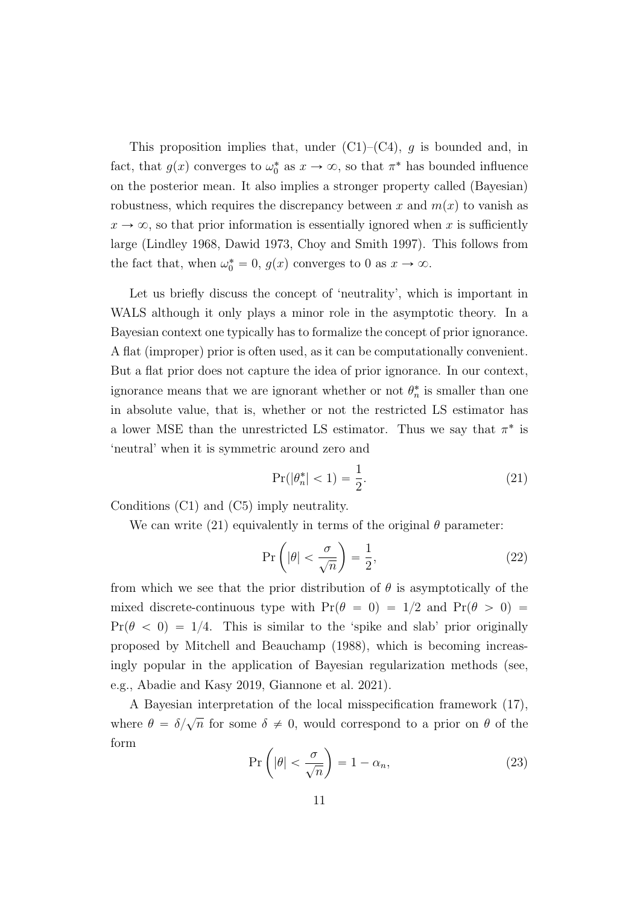This proposition implies that, under (C1)–(C4), $g$ is bounded and, in fact, that $g(x)$ converges to $\omega_0^*$ as $x \to \infty$, so that $\pi^*$ has bounded influence on the posterior mean. It also implies a stronger property called (Bayesian) robustness, which requires the discrepancy between $x$ and $m(x)$ to vanish as $x \to \infty$, so that prior information is essentially ignored when $x$ is sufficiently large (Lindley 1968, Dawid 1973, Choy and Smith 1997). This follows from the fact that, when $\omega_0^* = 0$, $g(x)$ converges to 0 as $x \to \infty$.

Let us briefly discuss the concept of 'neutrality', which is important in WALS although it only plays a minor role in the asymptotic theory. In a Bayesian context one typically has to formalize the concept of prior ignorance. A flat (improper) prior is often used, as it can be computationally convenient. But a flat prior does not capture the idea of prior ignorance. In our context, ignorance means that we are ignorant whether or not $\theta_n^*$ is smaller than one in absolute value, that is, whether or not the restricted LS estimator has a lower MSE than the unrestricted LS estimator. Thus we say that $\pi^*$ is 'neutral' when it is symmetric around zero and

$$\Pr(|\theta_n^*| < 1) = \frac{1}{2}. \tag{21}$$

Conditions (C1) and (C5) imply neutrality.

We can write (21) equivalently in terms of the original $\theta$ parameter:

$$\Pr\left(|\theta| < \frac{\sigma}{\sqrt{n}}\right) = \frac{1}{2}, \tag{22}$$

from which we see that the prior distribution of $\theta$ is asymptotically of the mixed discrete-continuous type with $\Pr(\theta = 0) = 1/2$ and $\Pr(\theta > 0) = \Pr(\theta < 0) = 1/4$. This is similar to the 'spike and slab' prior originally proposed by Mitchell and Beauchamp (1988), which is becoming increasingly popular in the application of Bayesian regularization methods (see, e.g., Abadie and Kasy 2019, Giannone et al. 2021).

A Bayesian interpretation of the local misspecification framework (17), where $\theta = \delta/\sqrt{n}$ for some $\delta \neq 0$, would correspond to a prior on $\theta$ of the form

$$\Pr\left(|\theta| < \frac{\sigma}{\sqrt{n}}\right) = 1 - \alpha_n, \tag{23}$$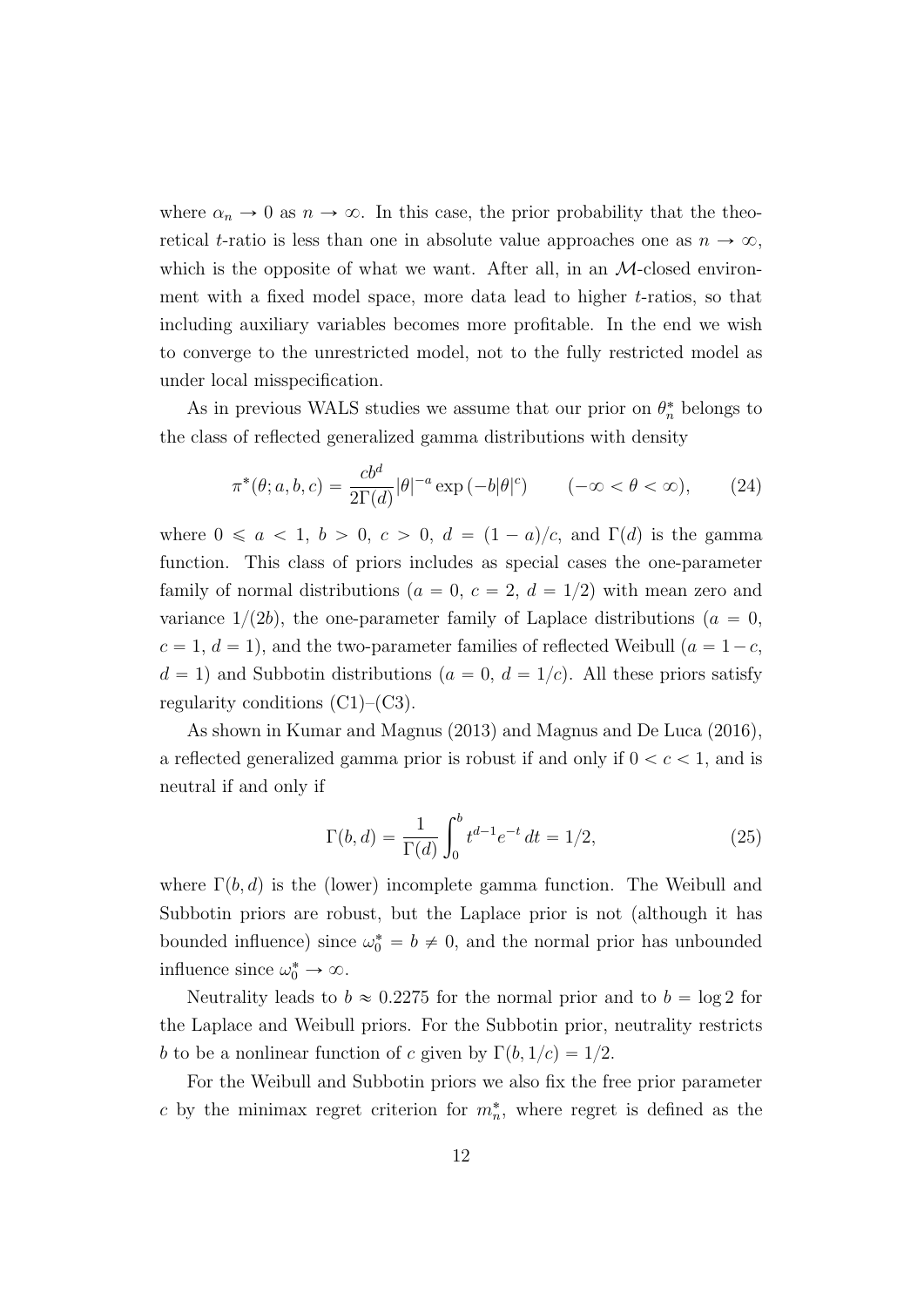where $\alpha_n \to 0$ as $n \to \infty$. In this case, the prior probability that the theoretical $t$-ratio is less than one in absolute value approaches one as $n \to \infty$, which is the opposite of what we want. After all, in an $\mathcal{M}$-closed environment with a fixed model space, more data lead to higher $t$-ratios, so that including auxiliary variables becomes more profitable. In the end we wish to converge to the unrestricted model, not to the fully restricted model as under local misspecification.

As in previous WALS studies we assume that our prior on $\theta_n^*$ belongs to the class of reflected generalized gamma distributions with density

$$\pi^*(\theta; a, b, c) = \frac{cb^d}{2\Gamma(d)} |\theta|^{-a} \exp\left(-b|\theta|^c\right) \qquad (-\infty < \theta < \infty), \tag{24}$$

where $0 \leqslant a < 1$, $b > 0$, $c > 0$, $d = (1-a)/c$, and $\Gamma(d)$ is the gamma function. This class of priors includes as special cases the one-parameter family of normal distributions ($a = 0$, $c = 2$, $d = 1/2$) with mean zero and variance $1/(2b)$, the one-parameter family of Laplace distributions ($a = 0$, $c = 1$, $d = 1$), and the two-parameter families of reflected Weibull ($a = 1 - c$, $d = 1$) and Subbotin distributions ($a = 0$, $d = 1/c$). All these priors satisfy regularity conditions (C1)–(C3).

As shown in Kumar and Magnus (2013) and Magnus and De Luca (2016), a reflected generalized gamma prior is robust if and only if $0 < c < 1$, and is neutral if and only if

$$\Gamma(b, d) = \frac{1}{\Gamma(d)} \int_0^b t^{d-1} e^{-t} \, dt = 1/2, \tag{25}$$

where $\Gamma(b, d)$ is the (lower) incomplete gamma function. The Weibull and Subbotin priors are robust, but the Laplace prior is not (although it has bounded influence) since $\omega_0^* = b \neq 0$, and the normal prior has unbounded influence since $\omega_0^* \to \infty$.

Neutrality leads to $b \approx 0.2275$ for the normal prior and to $b = \log 2$ for the Laplace and Weibull priors. For the Subbotin prior, neutrality restricts $b$ to be a nonlinear function of $c$ given by $\Gamma(b, 1/c) = 1/2$.

For the Weibull and Subbotin priors we also fix the free prior parameter $c$ by the minimax regret criterion for $m_n^*$, where regret is defined as the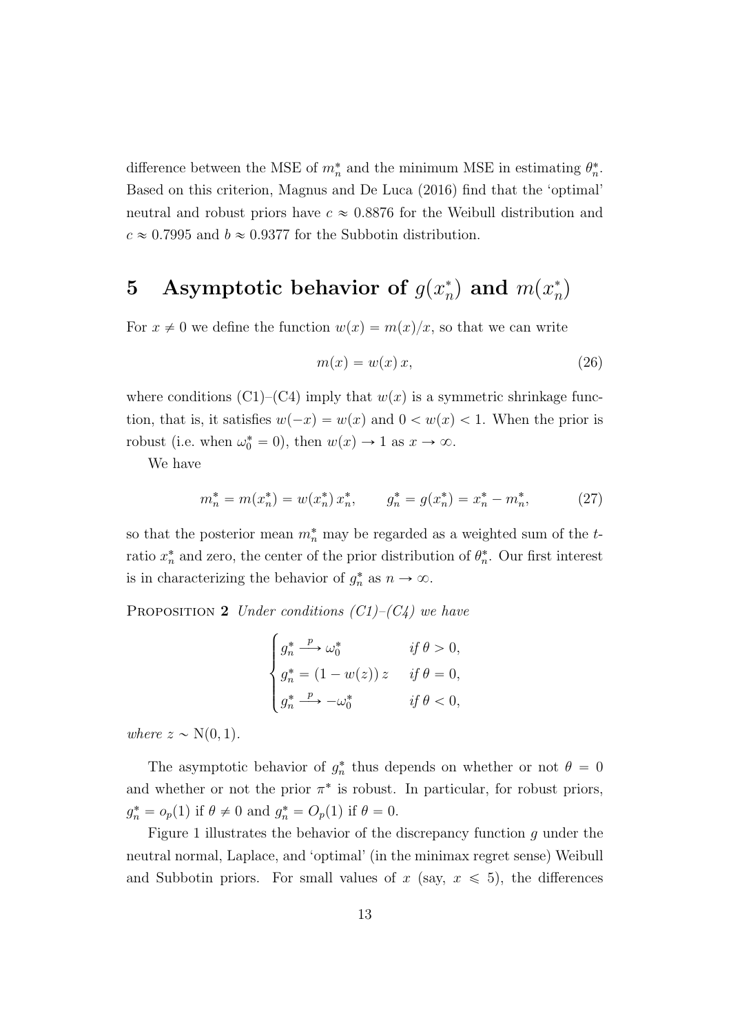difference between the MSE of $m_n^*$ and the minimum MSE in estimating $\theta_n^*$. Based on this criterion, Magnus and De Luca (2016) find that the 'optimal' neutral and robust priors have $c \approx 0.8876$ for the Weibull distribution and $c \approx 0.7995$ and $b \approx 0.9377$ for the Subbotin distribution.

# 5 Asymptotic behavior of $g(x_n^*)$ and $m(x_n^*)$

For $x \neq 0$ we define the function $w(x) = m(x)/x$, so that we can write

$$m(x) = w(x)\, x, \tag{26}$$

where conditions (C1)–(C4) imply that $w(x)$ is a symmetric shrinkage function, that is, it satisfies $w(-x) = w(x)$ and $0 < w(x) < 1$. When the prior is robust (i.e. when $\omega_0^* = 0$), then $w(x) \to 1$ as $x \to \infty$.

We have

$$m_n^* = m(x_n^*) = w(x_n^*)\, x_n^*, \qquad g_n^* = g(x_n^*) = x_n^* - m_n^*, \tag{27}$$

so that the posterior mean $m_n^*$ may be regarded as a weighted sum of the $t$-ratio $x_n^*$ and zero, the center of the prior distribution of $\theta_n^*$. Our first interest is in characterizing the behavior of $g_n^*$ as $n \to \infty$.

**Proposition 2** *Under conditions (C1)–(C4) we have*

$$\begin{cases} g_n^* \xrightarrow{\ p\ } \omega_0^* & \text{if } \theta > 0, \\ g_n^* = (1 - w(z))\, z & \text{if } \theta = 0, \\ g_n^* \xrightarrow{\ p\ } -\omega_0^* & \text{if } \theta < 0, \end{cases}$$

*where* $z \sim \mathrm{N}(0, 1)$.

The asymptotic behavior of $g_n^*$ thus depends on whether or not $\theta = 0$ and whether or not the prior $\pi^*$ is robust. In particular, for robust priors, $g_n^* = o_p(1)$ if $\theta \neq 0$ and $g_n^* = O_p(1)$ if $\theta = 0$.

Figure 1 illustrates the behavior of the discrepancy function $g$ under the neutral normal, Laplace, and 'optimal' (in the minimax regret sense) Weibull and Subbotin priors. For small values of $x$ (say, $x \leqslant 5$), the differences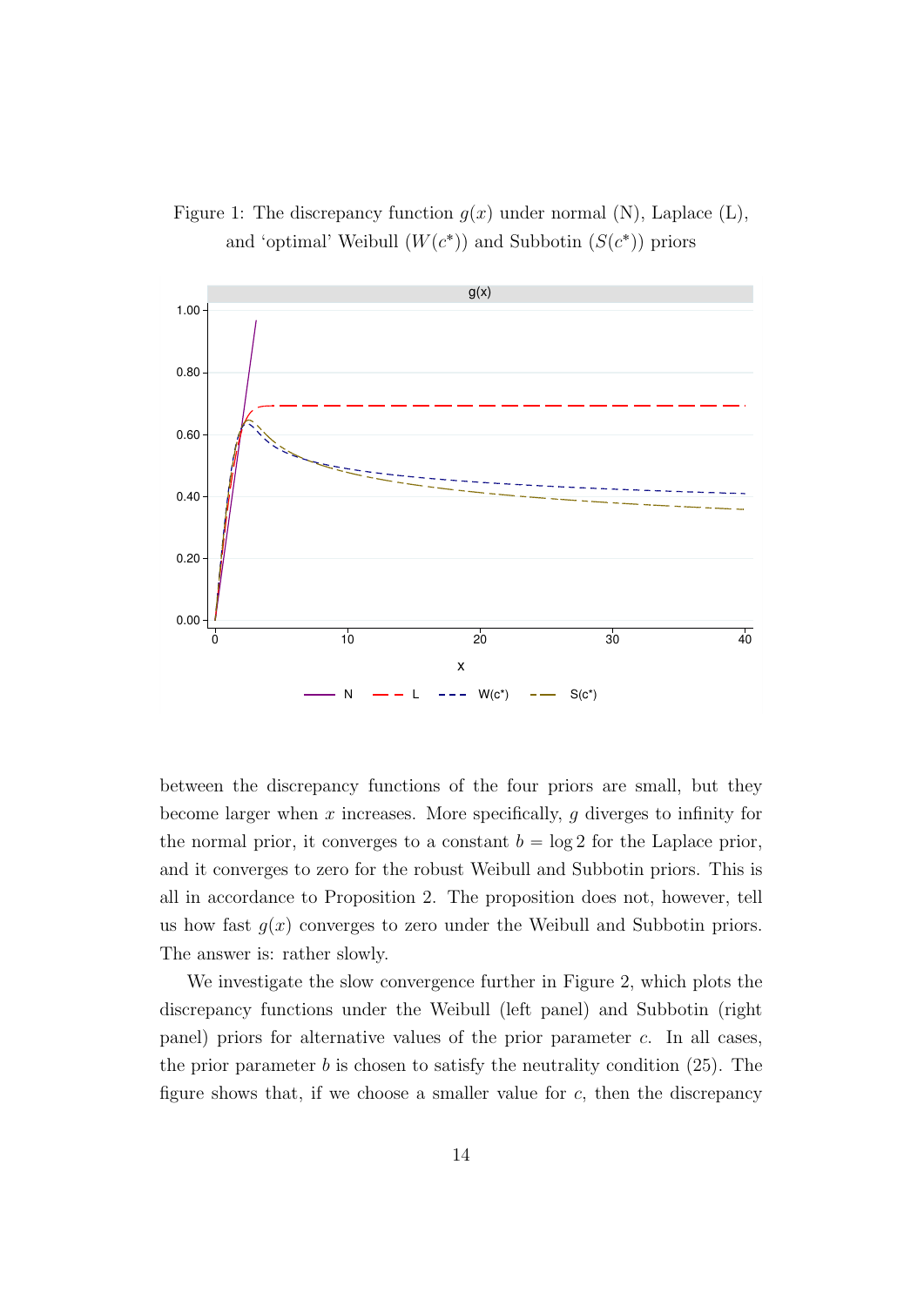Figure 1: The discrepancy function $g(x)$ under normal (N), Laplace (L), and 'optimal' Weibull ($W(c^*)$) and Subbotin ($S(c^*)$) priors

between the discrepancy functions of the four priors are small, but they become larger when $x$ increases. More specifically, $g$ diverges to infinity for the normal prior, it converges to a constant $b = \log 2$ for the Laplace prior, and it converges to zero for the robust Weibull and Subbotin priors. This is all in accordance to Proposition 2. The proposition does not, however, tell us how fast $g(x)$ converges to zero under the Weibull and Subbotin priors. The answer is: rather slowly.

We investigate the slow convergence further in Figure 2, which plots the discrepancy functions under the Weibull (left panel) and Subbotin (right panel) priors for alternative values of the prior parameter $c$. In all cases, the prior parameter $b$ is chosen to satisfy the neutrality condition (25). The figure shows that, if we choose a smaller value for $c$, then the discrepancy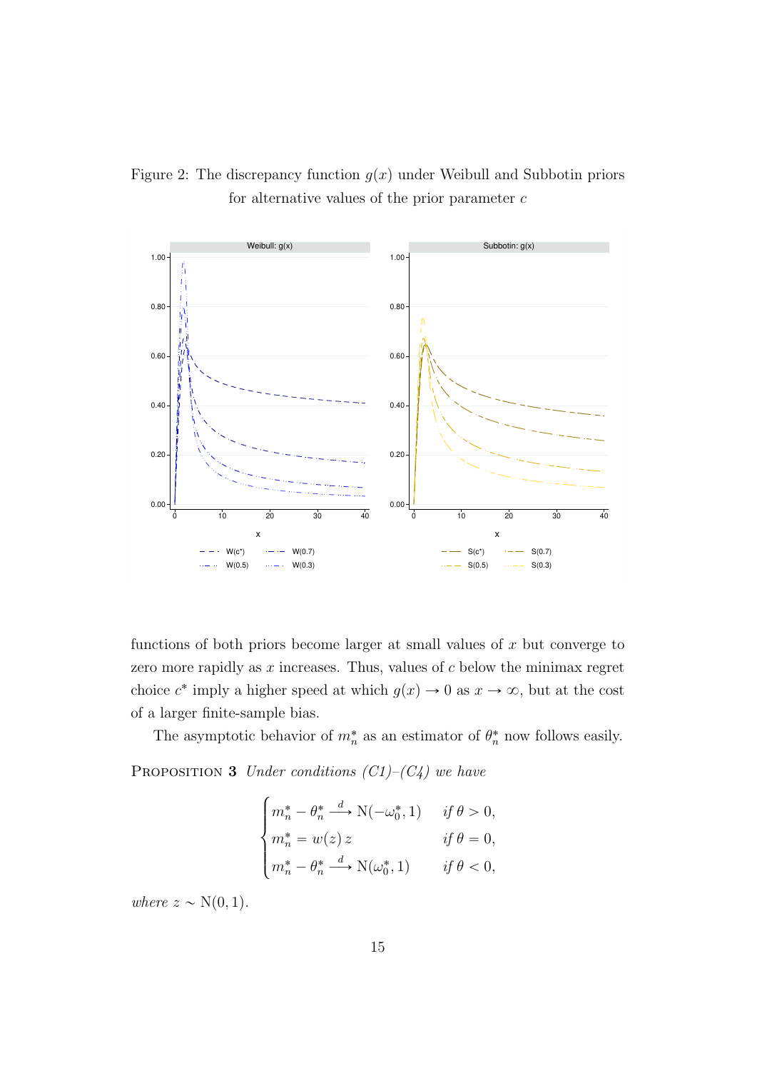Figure 2: The discrepancy function $g(x)$ under Weibull and Subbotin priors for alternative values of the prior parameter $c$

functions of both priors become larger at small values of $x$ but converge to zero more rapidly as $x$ increases. Thus, values of $c$ below the minimax regret choice $c^*$ imply a higher speed at which $g(x) \to 0$ as $x \to \infty$, but at the cost of a larger finite-sample bias.

The asymptotic behavior of $m_n^*$ as an estimator of $\theta_n^*$ now follows easily.

PROPOSITION **3** *Under conditions (C1)–(C4) we have*

$$\begin{cases} m_n^* - \theta_n^* \xrightarrow{d} \mathrm{N}(-\omega_0^*, 1) & \text{if } \theta > 0, \\ m_n^* = w(z)\, z & \text{if } \theta = 0, \\ m_n^* - \theta_n^* \xrightarrow{d} \mathrm{N}(\omega_0^*, 1) & \text{if } \theta < 0, \end{cases}$$

*where* $z \sim \mathrm{N}(0, 1)$.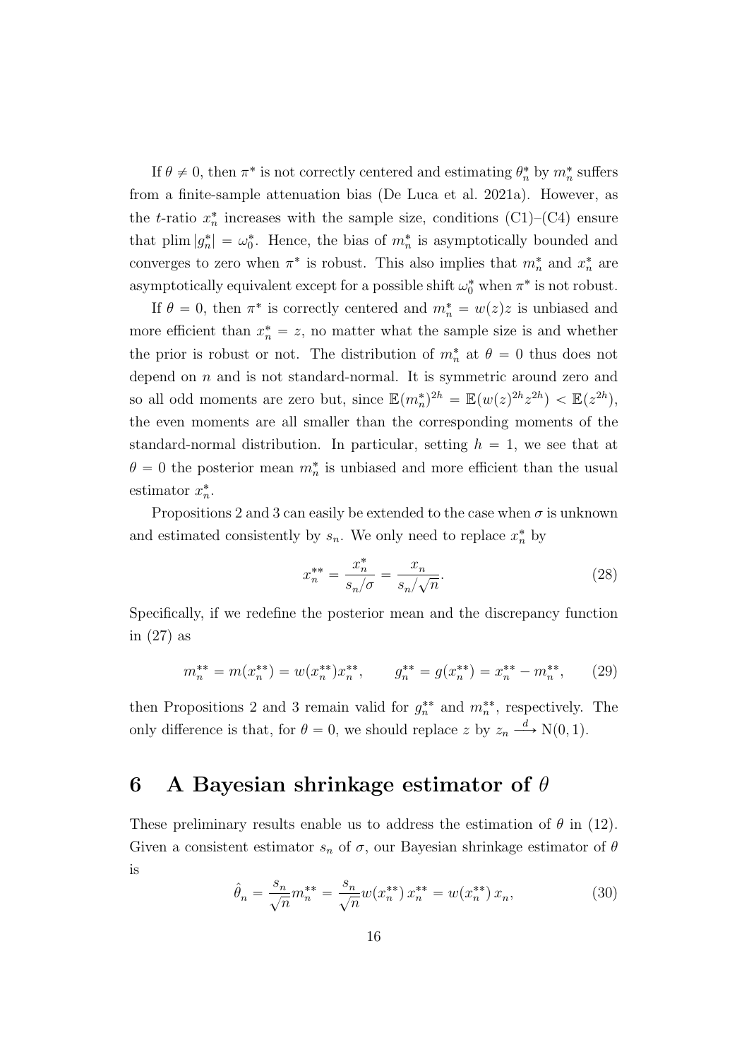If $\theta \neq 0$, then $\pi^*$ is not correctly centered and estimating $\theta_n^*$ by $m_n^*$ suffers from a finite-sample attenuation bias (De Luca et al. 2021a). However, as the $t$-ratio $x_n^*$ increases with the sample size, conditions (C1)–(C4) ensure that $\text{plim}\,|g_n^*| = \omega_0^*$. Hence, the bias of $m_n^*$ is asymptotically bounded and converges to zero when $\pi^*$ is robust. This also implies that $m_n^*$ and $x_n^*$ are asymptotically equivalent except for a possible shift $\omega_0^*$ when $\pi^*$ is not robust.

If $\theta = 0$, then $\pi^*$ is correctly centered and $m_n^* = w(z)z$ is unbiased and more efficient than $x_n^* = z$, no matter what the sample size is and whether the prior is robust or not. The distribution of $m_n^*$ at $\theta = 0$ thus does not depend on $n$ and is not standard-normal. It is symmetric around zero and so all odd moments are zero but, since $\mathbb{E}(m_n^*)^{2h} = \mathbb{E}(w(z)^{2h}z^{2h}) < \mathbb{E}(z^{2h})$, the even moments are all smaller than the corresponding moments of the standard-normal distribution. In particular, setting $h = 1$, we see that at $\theta = 0$ the posterior mean $m_n^*$ is unbiased and more efficient than the usual estimator $x_n^*$.

Propositions 2 and 3 can easily be extended to the case when $\sigma$ is unknown and estimated consistently by $s_n$. We only need to replace $x_n^*$ by

$$x_n^{**} = \frac{x_n^*}{s_n/\sigma} = \frac{x_n}{s_n/\sqrt{n}}. \tag{28}$$

Specifically, if we redefine the posterior mean and the discrepancy function in (27) as

$$m_n^{**} = m(x_n^{**}) = w(x_n^{**})x_n^{**}, \qquad g_n^{**} = g(x_n^{**}) = x_n^{**} - m_n^{**}, \tag{29}$$

then Propositions 2 and 3 remain valid for $g_n^{**}$ and $m_n^{**}$, respectively. The only difference is that, for $\theta = 0$, we should replace $z$ by $z_n \xrightarrow{d} \text{N}(0, 1)$.

# 6 A Bayesian shrinkage estimator of $\theta$

These preliminary results enable us to address the estimation of $\theta$ in (12). Given a consistent estimator $s_n$ of $\sigma$, our Bayesian shrinkage estimator of $\theta$ is

$$\hat{\theta}_n = \frac{s_n}{\sqrt{n}} m_n^{**} = \frac{s_n}{\sqrt{n}} w(x_n^{**})\, x_n^{**} = w(x_n^{**})\, x_n, \tag{30}$$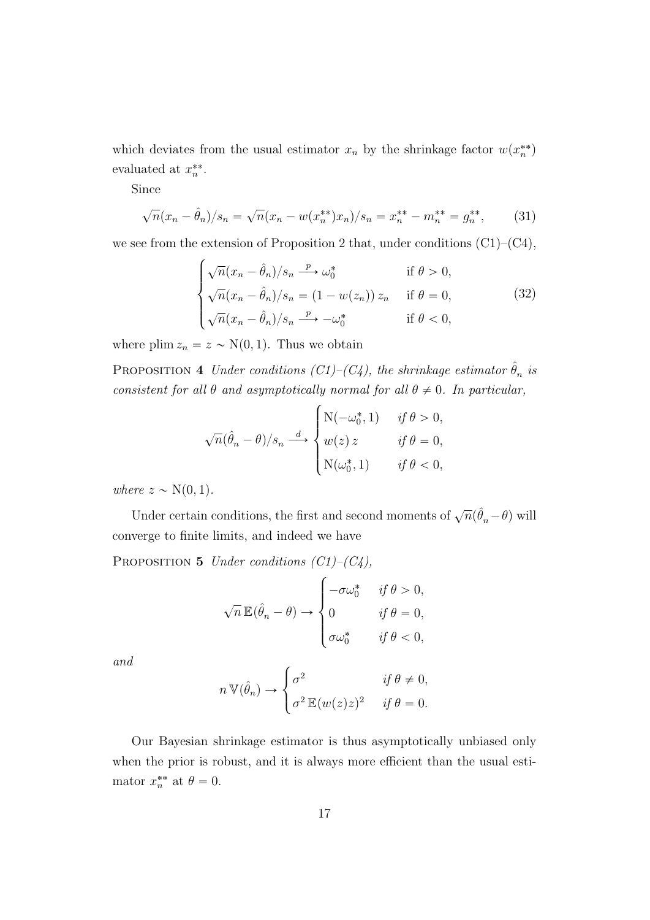which deviates from the usual estimator $x_n$ by the shrinkage factor $w(x_n^{**})$ evaluated at $x_n^{**}$.

Since

$$\sqrt{n}(x_n - \hat{\theta}_n)/s_n = \sqrt{n}(x_n - w(x_n^{**})x_n)/s_n = x_n^{**} - m_n^{**} = g_n^{**}, \tag{31}$$

we see from the extension of Proposition 2 that, under conditions (C1)–(C4),

$$\begin{cases} \sqrt{n}(x_n - \hat{\theta}_n)/s_n \xrightarrow{p} \omega_0^* & \text{if } \theta > 0, \\ \sqrt{n}(x_n - \hat{\theta}_n)/s_n = (1 - w(z_n))\, z_n & \text{if } \theta = 0, \\ \sqrt{n}(x_n - \hat{\theta}_n)/s_n \xrightarrow{p} -\omega_0^* & \text{if } \theta < 0, \end{cases} \tag{32}$$

where $\operatorname{plim} z_n = z \sim \mathrm{N}(0,1)$. Thus we obtain

**Proposition 4** *Under conditions (C1)–(C4), the shrinkage estimator $\hat{\theta}_n$ is consistent for all $\theta$ and asymptotically normal for all $\theta \neq 0$. In particular,*

$$\sqrt{n}(\hat{\theta}_n - \theta)/s_n \xrightarrow{d} \begin{cases} \mathrm{N}(-\omega_0^*, 1) & \text{if } \theta > 0, \\ w(z)\, z & \text{if } \theta = 0, \\ \mathrm{N}(\omega_0^*, 1) & \text{if } \theta < 0, \end{cases}$$

*where $z \sim \mathrm{N}(0,1)$.*

Under certain conditions, the first and second moments of $\sqrt{n}(\hat{\theta}_n - \theta)$ will converge to finite limits, and indeed we have

**Proposition 5** *Under conditions (C1)–(C4),*

$$\sqrt{n}\,\mathbb{E}(\hat{\theta}_n - \theta) \to \begin{cases} -\sigma\omega_0^* & \text{if } \theta > 0, \\ 0 & \text{if } \theta = 0, \\ \sigma\omega_0^* & \text{if } \theta < 0, \end{cases}$$

*and*

$$n\,\mathbb{V}(\hat{\theta}_n) \to \begin{cases} \sigma^2 & \text{if } \theta \neq 0, \\ \sigma^2\,\mathbb{E}(w(z)z)^2 & \text{if } \theta = 0. \end{cases}$$

Our Bayesian shrinkage estimator is thus asymptotically unbiased only when the prior is robust, and it is always more efficient than the usual estimator $x_n^{**}$ at $\theta = 0$.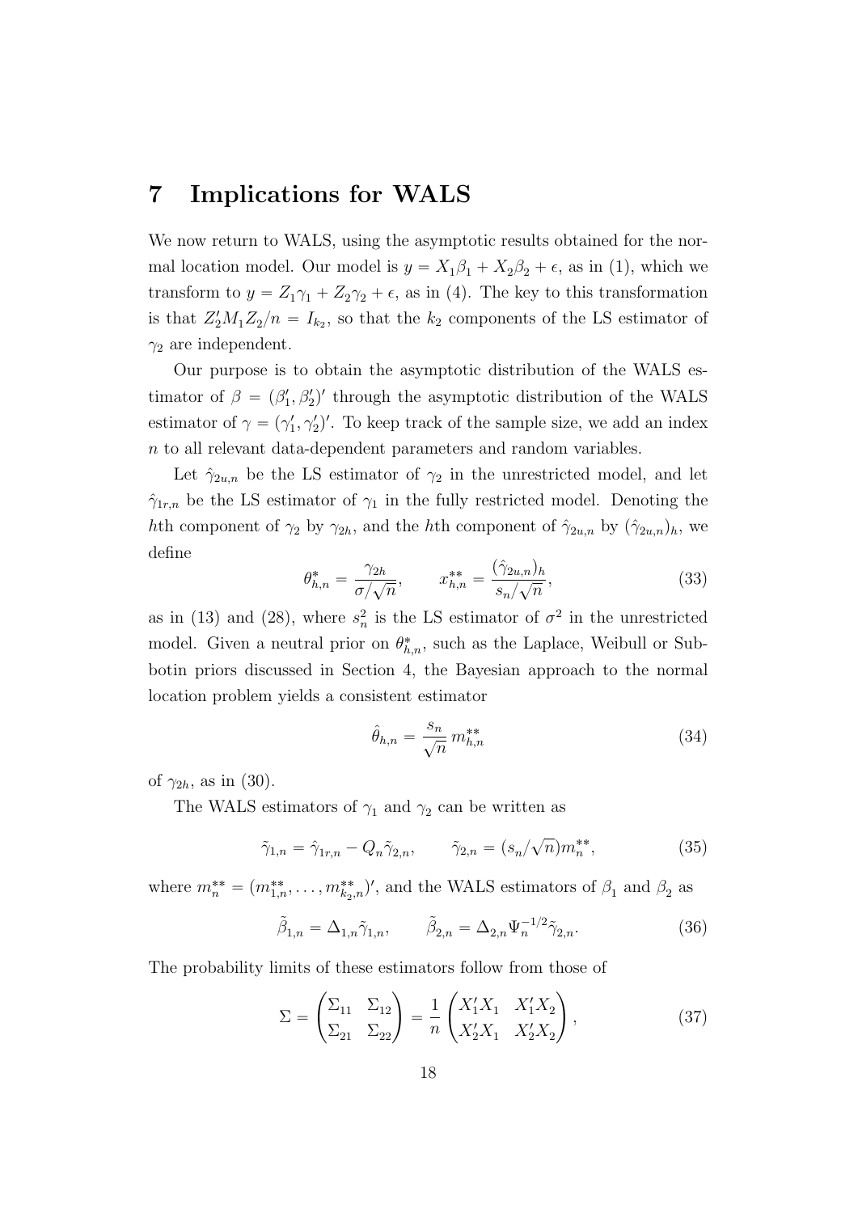# 7 Implications for WALS

We now return to WALS, using the asymptotic results obtained for the normal location model. Our model is $y = X_1\beta_1 + X_2\beta_2 + \epsilon$, as in (1), which we transform to $y = Z_1\gamma_1 + Z_2\gamma_2 + \epsilon$, as in (4). The key to this transformation is that $Z_2'M_1Z_2/n = I_{k_2}$, so that the $k_2$ components of the LS estimator of $\gamma_2$ are independent.

Our purpose is to obtain the asymptotic distribution of the WALS estimator of $\beta = (\beta_1', \beta_2')'$ through the asymptotic distribution of the WALS estimator of $\gamma = (\gamma_1', \gamma_2')'$. To keep track of the sample size, we add an index $n$ to all relevant data-dependent parameters and random variables.

Let $\hat{\gamma}_{2u,n}$ be the LS estimator of $\gamma_2$ in the unrestricted model, and let $\hat{\gamma}_{1r,n}$ be the LS estimator of $\gamma_1$ in the fully restricted model. Denoting the $h$th component of $\gamma_2$ by $\gamma_{2h}$, and the $h$th component of $\hat{\gamma}_{2u,n}$ by $(\hat{\gamma}_{2u,n})_h$, we define

$$\theta_{h,n}^* = \frac{\gamma_{2h}}{\sigma/\sqrt{n}}, \qquad x_{h,n}^{**} = \frac{(\hat{\gamma}_{2u,n})_h}{s_n/\sqrt{n}}, \tag{33}$$

as in (13) and (28), where $s_n^2$ is the LS estimator of $\sigma^2$ in the unrestricted model. Given a neutral prior on $\theta_{h,n}^*$, such as the Laplace, Weibull or Subbotin priors discussed in Section 4, the Bayesian approach to the normal location problem yields a consistent estimator

$$\hat{\theta}_{h,n} = \frac{s_n}{\sqrt{n}}\, m_{h,n}^{**} \tag{34}$$

of $\gamma_{2h}$, as in (30).

The WALS estimators of $\gamma_1$ and $\gamma_2$ can be written as

$$\tilde{\gamma}_{1,n} = \hat{\gamma}_{1r,n} - Q_n\tilde{\gamma}_{2,n}, \qquad \tilde{\gamma}_{2,n} = (s_n/\sqrt{n})m_n^{**}, \tag{35}$$

where $m_n^{**} = (m_{1,n}^{**}, \dots, m_{k_2,n}^{**})'$, and the WALS estimators of $\beta_1$ and $\beta_2$ as

$$\tilde{\beta}_{1,n} = \Delta_{1,n}\tilde{\gamma}_{1,n}, \qquad \tilde{\beta}_{2,n} = \Delta_{2,n}\Psi_n^{-1/2}\tilde{\gamma}_{2,n}. \tag{36}$$

The probability limits of these estimators follow from those of

$$\Sigma = \begin{pmatrix} \Sigma_{11} & \Sigma_{12} \\ \Sigma_{21} & \Sigma_{22} \end{pmatrix} = \frac{1}{n}\begin{pmatrix} X_1'X_1 & X_1'X_2 \\ X_2'X_1 & X_2'X_2 \end{pmatrix}, \tag{37}$$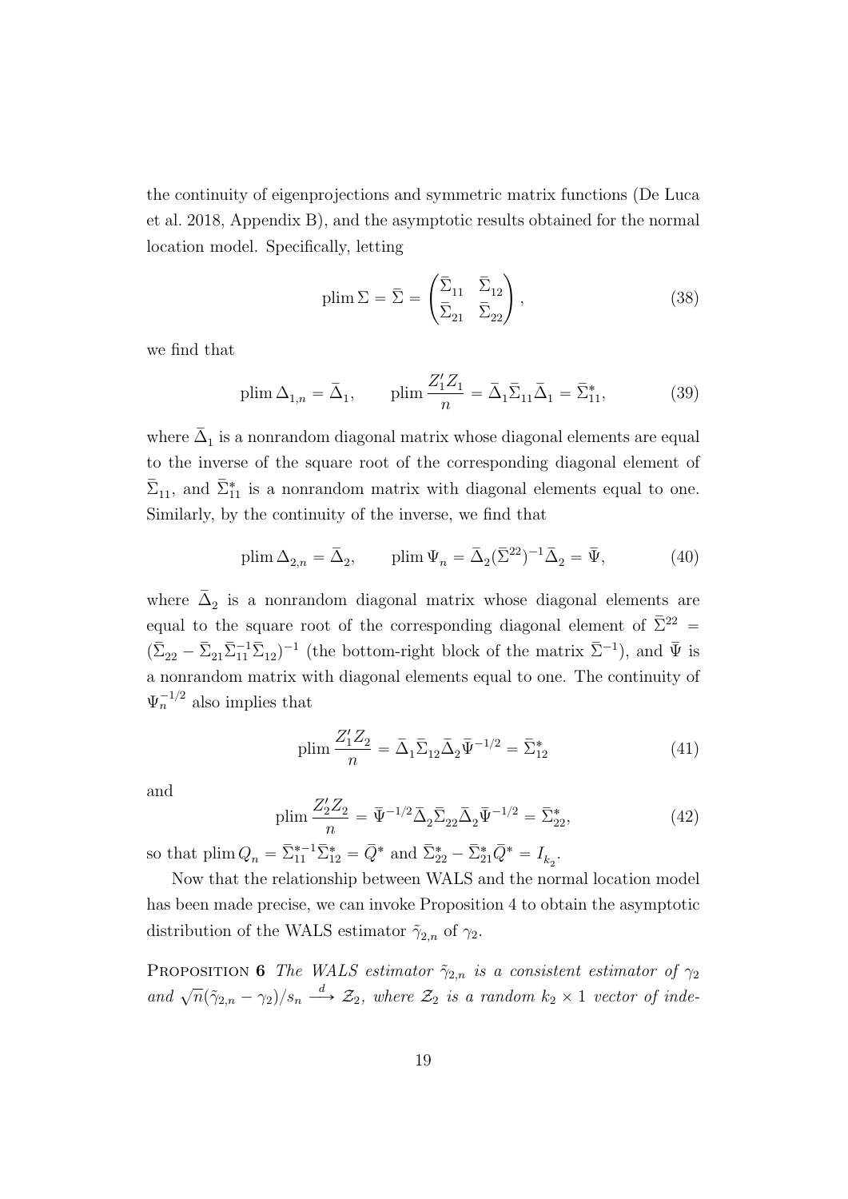the continuity of eigenprojections and symmetric matrix functions (De Luca et al. 2018, Appendix B), and the asymptotic results obtained for the normal location model. Specifically, letting

$$\operatorname{plim} \Sigma = \bar{\Sigma} = \begin{pmatrix} \bar{\Sigma}_{11} & \bar{\Sigma}_{12} \\ \bar{\Sigma}_{21} & \bar{\Sigma}_{22} \end{pmatrix}, \tag{38}$$

we find that

$$\operatorname{plim} \Delta_{1,n} = \bar{\Delta}_1, \qquad \operatorname{plim} \frac{Z_1' Z_1}{n} = \bar{\Delta}_1 \bar{\Sigma}_{11} \bar{\Delta}_1 = \bar{\Sigma}_{11}^*, \tag{39}$$

where $\bar{\Delta}_1$ is a nonrandom diagonal matrix whose diagonal elements are equal to the inverse of the square root of the corresponding diagonal element of $\bar{\Sigma}_{11}$, and $\bar{\Sigma}_{11}^*$ is a nonrandom matrix with diagonal elements equal to one. Similarly, by the continuity of the inverse, we find that

$$\operatorname{plim} \Delta_{2,n} = \bar{\Delta}_2, \qquad \operatorname{plim} \Psi_n = \bar{\Delta}_2 (\bar{\Sigma}^{22})^{-1} \bar{\Delta}_2 = \bar{\Psi}, \tag{40}$$

where $\bar{\Delta}_2$ is a nonrandom diagonal matrix whose diagonal elements are equal to the square root of the corresponding diagonal element of $\bar{\Sigma}^{22} = (\bar{\Sigma}_{22} - \bar{\Sigma}_{21} \bar{\Sigma}_{11}^{-1} \bar{\Sigma}_{12})^{-1}$ (the bottom-right block of the matrix $\bar{\Sigma}^{-1}$), and $\bar{\Psi}$ is a nonrandom matrix with diagonal elements equal to one. The continuity of $\Psi_n^{-1/2}$ also implies that

$$\operatorname{plim} \frac{Z_1' Z_2}{n} = \bar{\Delta}_1 \bar{\Sigma}_{12} \bar{\Delta}_2 \bar{\Psi}^{-1/2} = \bar{\Sigma}_{12}^* \tag{41}$$

and

$$\operatorname{plim} \frac{Z_2' Z_2}{n} = \bar{\Psi}^{-1/2} \bar{\Delta}_2 \bar{\Sigma}_{22} \bar{\Delta}_2 \bar{\Psi}^{-1/2} = \bar{\Sigma}_{22}^*, \tag{42}$$

so that $\operatorname{plim} Q_n = \bar{\Sigma}_{11}^{*-1} \bar{\Sigma}_{12}^* = \bar{Q}^*$ and $\bar{\Sigma}_{22}^* - \bar{\Sigma}_{21}^* \bar{Q}^* = I_{k_2}$.

Now that the relationship between WALS and the normal location model has been made precise, we can invoke Proposition 4 to obtain the asymptotic distribution of the WALS estimator $\tilde{\gamma}_{2,n}$ of $\gamma_2$.

Proposition 6 *The WALS estimator $\tilde{\gamma}_{2,n}$ is a consistent estimator of $\gamma_2$ and $\sqrt{n}(\tilde{\gamma}_{2,n} - \gamma_2)/s_n \xrightarrow{d} \mathcal{Z}_2$, where $\mathcal{Z}_2$ is a random $k_2 \times 1$ vector of inde-*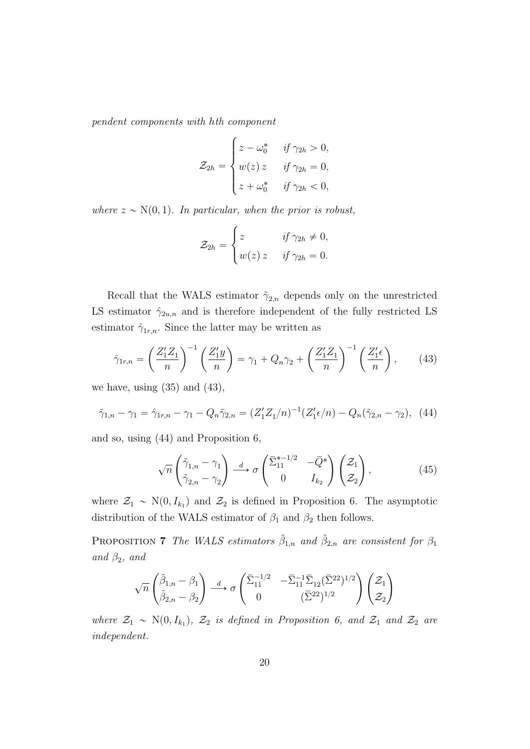*pendent components with hth component*

$$\mathcal{Z}_{2h} = \begin{cases} z - \omega_0^* & \text{if } \gamma_{2h} > 0, \\ w(z)\, z & \text{if } \gamma_{2h} = 0, \\ z + \omega_0^* & \text{if } \gamma_{2h} < 0, \end{cases}$$

*where* $z \sim \mathrm{N}(0,1)$*. In particular, when the prior is robust,*

$$\mathcal{Z}_{2h} = \begin{cases} z & \text{if } \gamma_{2h} \neq 0, \\ w(z)\, z & \text{if } \gamma_{2h} = 0. \end{cases}$$

Recall that the WALS estimator $\tilde{\gamma}_{2,n}$ depends only on the unrestricted LS estimator $\hat{\gamma}_{2u,n}$ and is therefore independent of the fully restricted LS estimator $\hat{\gamma}_{1r,n}$. Since the latter may be written as

$$\hat{\gamma}_{1r,n} = \left(\frac{Z_1'Z_1}{n}\right)^{-1}\left(\frac{Z_1'y}{n}\right) = \gamma_1 + Q_n\gamma_2 + \left(\frac{Z_1'Z_1}{n}\right)^{-1}\left(\frac{Z_1'\epsilon}{n}\right), \tag{43}$$

we have, using (35) and (43),

$$\tilde{\gamma}_{1,n} - \gamma_1 = \hat{\gamma}_{1r,n} - \gamma_1 - Q_n\tilde{\gamma}_{2,n} = (Z_1'Z_1/n)^{-1}(Z_1'\epsilon/n) - Q_n(\tilde{\gamma}_{2,n} - \gamma_2), \tag{44}$$

and so, using (44) and Proposition 6,

$$\sqrt{n}\begin{pmatrix} \tilde{\gamma}_{1,n} - \gamma_1 \\ \tilde{\gamma}_{2,n} - \gamma_2 \end{pmatrix} \xrightarrow{\;d\;} \sigma \begin{pmatrix} \bar{\Sigma}_{11}^{*-1/2} & -\bar{Q}^* \\ 0 & I_{k_2} \end{pmatrix}\begin{pmatrix} \mathcal{Z}_1 \\ \mathcal{Z}_2 \end{pmatrix}, \tag{45}$$

where $\mathcal{Z}_1 \sim \mathrm{N}(0, I_{k_1})$ and $\mathcal{Z}_2$ is defined in Proposition 6. The asymptotic distribution of the WALS estimator of $\beta_1$ and $\beta_2$ then follows.

**Proposition 7** *The WALS estimators $\tilde{\beta}_{1,n}$ and $\tilde{\beta}_{2,n}$ are consistent for $\beta_1$ and $\beta_2$, and*

$$\sqrt{n}\begin{pmatrix} \tilde{\beta}_{1,n} - \beta_1 \\ \tilde{\beta}_{2,n} - \beta_2 \end{pmatrix} \xrightarrow{\;d\;} \sigma \begin{pmatrix} \bar{\Sigma}_{11}^{-1/2} & -\bar{\Sigma}_{11}^{-1}\bar{\Sigma}_{12}(\bar{\Sigma}^{22})^{1/2} \\ 0 & (\bar{\Sigma}^{22})^{1/2} \end{pmatrix}\begin{pmatrix} \mathcal{Z}_1 \\ \mathcal{Z}_2 \end{pmatrix}$$

*where $\mathcal{Z}_1 \sim \mathrm{N}(0, I_{k_1})$, $\mathcal{Z}_2$ is defined in Proposition 6, and $\mathcal{Z}_1$ and $\mathcal{Z}_2$ are independent.*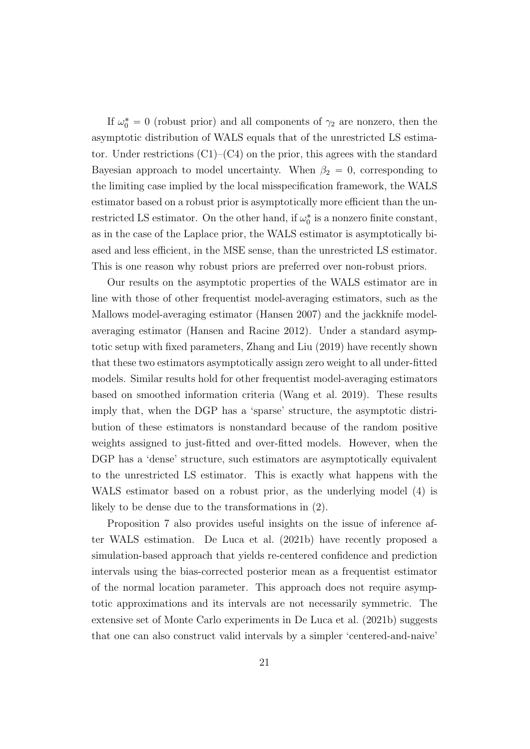If $\omega_0^* = 0$ (robust prior) and all components of $\gamma_2$ are nonzero, then the asymptotic distribution of WALS equals that of the unrestricted LS estimator. Under restrictions (C1)–(C4) on the prior, this agrees with the standard Bayesian approach to model uncertainty. When $\beta_2 = 0$, corresponding to the limiting case implied by the local misspecification framework, the WALS estimator based on a robust prior is asymptotically more efficient than the unrestricted LS estimator. On the other hand, if $\omega_0^*$ is a nonzero finite constant, as in the case of the Laplace prior, the WALS estimator is asymptotically biased and less efficient, in the MSE sense, than the unrestricted LS estimator. This is one reason why robust priors are preferred over non-robust priors.

Our results on the asymptotic properties of the WALS estimator are in line with those of other frequentist model-averaging estimators, such as the Mallows model-averaging estimator (Hansen 2007) and the jackknife model-averaging estimator (Hansen and Racine 2012). Under a standard asymptotic setup with fixed parameters, Zhang and Liu (2019) have recently shown that these two estimators asymptotically assign zero weight to all under-fitted models. Similar results hold for other frequentist model-averaging estimators based on smoothed information criteria (Wang et al. 2019). These results imply that, when the DGP has a 'sparse' structure, the asymptotic distribution of these estimators is nonstandard because of the random positive weights assigned to just-fitted and over-fitted models. However, when the DGP has a 'dense' structure, such estimators are asymptotically equivalent to the unrestricted LS estimator. This is exactly what happens with the WALS estimator based on a robust prior, as the underlying model (4) is likely to be dense due to the transformations in (2).

Proposition 7 also provides useful insights on the issue of inference after WALS estimation. De Luca et al. (2021b) have recently proposed a simulation-based approach that yields re-centered confidence and prediction intervals using the bias-corrected posterior mean as a frequentist estimator of the normal location parameter. This approach does not require asymptotic approximations and its intervals are not necessarily symmetric. The extensive set of Monte Carlo experiments in De Luca et al. (2021b) suggests that one can also construct valid intervals by a simpler 'centered-and-naive'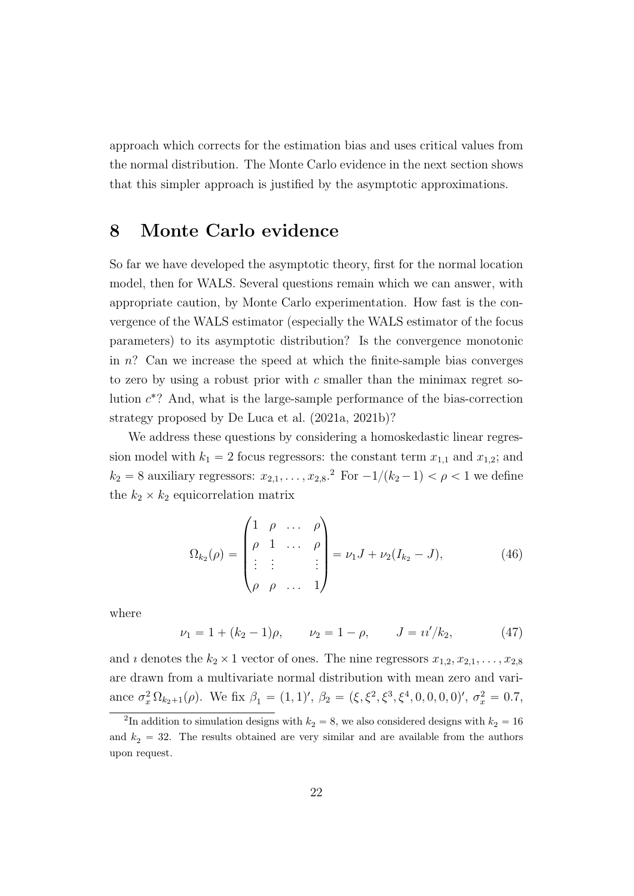approach which corrects for the estimation bias and uses critical values from the normal distribution. The Monte Carlo evidence in the next section shows that this simpler approach is justified by the asymptotic approximations.

## 8 Monte Carlo evidence

So far we have developed the asymptotic theory, first for the normal location model, then for WALS. Several questions remain which we can answer, with appropriate caution, by Monte Carlo experimentation. How fast is the convergence of the WALS estimator (especially the WALS estimator of the focus parameters) to its asymptotic distribution? Is the convergence monotonic in $n$? Can we increase the speed at which the finite-sample bias converges to zero by using a robust prior with $c$ smaller than the minimax regret solution $c^*$? And, what is the large-sample performance of the bias-correction strategy proposed by De Luca et al. (2021a, 2021b)?

We address these questions by considering a homoskedastic linear regression model with $k_1 = 2$ focus regressors: the constant term $x_{1,1}$ and $x_{1,2}$; and $k_2 = 8$ auxiliary regressors: $x_{2,1}, \dots, x_{2,8}$.[2] For $-1/(k_2 - 1) < \rho < 1$ we define the $k_2 \times k_2$ equicorrelation matrix

$$\Omega_{k_2}(\rho) = \begin{pmatrix} 1 & \rho & \dots & \rho \\ \rho & 1 & \dots & \rho \\ \vdots & \vdots & & \vdots \\ \rho & \rho & \dots & 1 \end{pmatrix} = \nu_1 J + \nu_2 (I_{k_2} - J), \tag{46}$$

where

$$\nu_1 = 1 + (k_2 - 1)\rho, \qquad \nu_2 = 1 - \rho, \qquad J = \imath\imath'/k_2, \tag{47}$$

and $\imath$ denotes the $k_2 \times 1$ vector of ones. The nine regressors $x_{1,2}, x_{2,1}, \dots, x_{2,8}$ are drawn from a multivariate normal distribution with mean zero and variance $\sigma_x^2 \, \Omega_{k_2+1}(\rho)$. We fix $\beta_1 = (1, 1)'$, $\beta_2 = (\xi, \xi^2, \xi^3, \xi^4, 0, 0, 0, 0)'$, $\sigma_x^2 = 0.7$,

[2] In addition to simulation designs with $k_2 = 8$, we also considered designs with $k_2 = 16$ and $k_2 = 32$. The results obtained are very similar and are available from the authors upon request.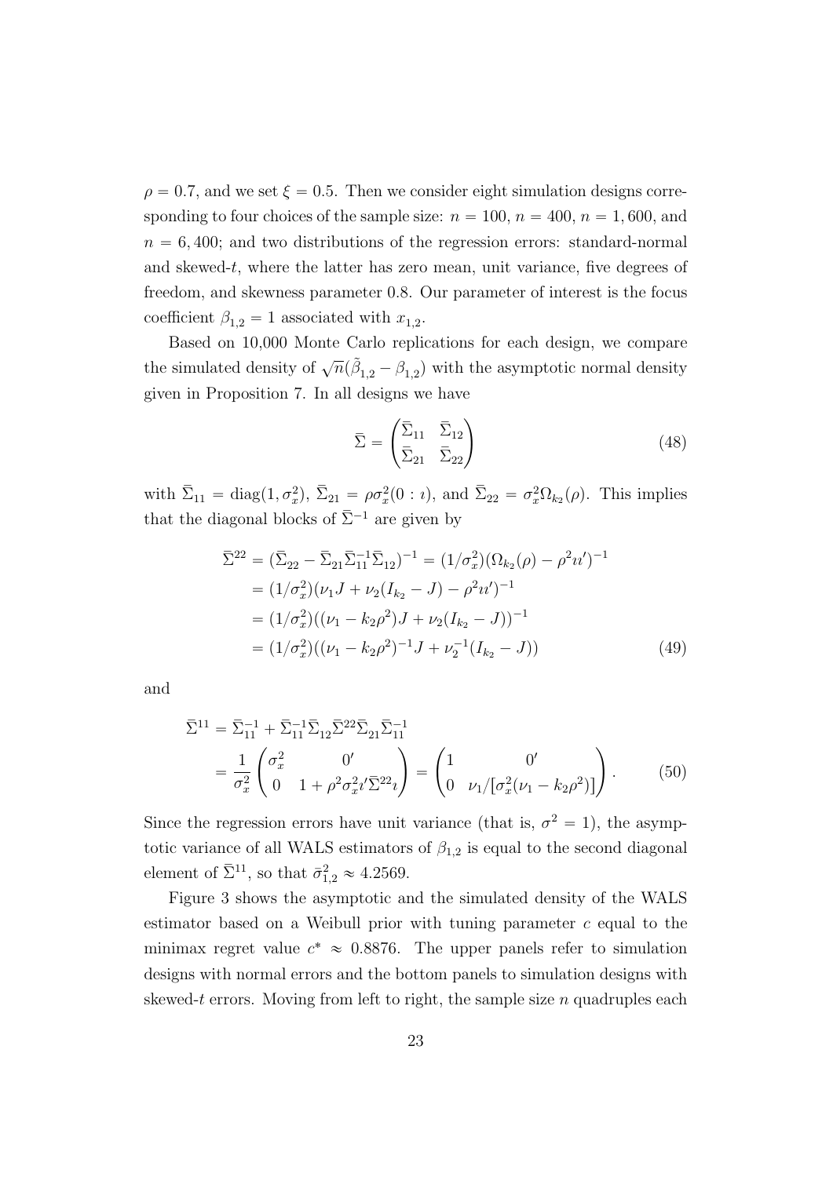$\rho = 0.7$, and we set $\xi = 0.5$. Then we consider eight simulation designs corresponding to four choices of the sample size: $n = 100$, $n = 400$, $n = 1,600$, and $n = 6,400$; and two distributions of the regression errors: standard-normal and skewed-$t$, where the latter has zero mean, unit variance, five degrees of freedom, and skewness parameter 0.8. Our parameter of interest is the focus coefficient $\beta_{1,2} = 1$ associated with $x_{1,2}$.

Based on 10,000 Monte Carlo replications for each design, we compare the simulated density of $\sqrt{n}(\tilde{\beta}_{1,2} - \beta_{1,2})$ with the asymptotic normal density given in Proposition 7. In all designs we have

$$\bar{\Sigma} = \begin{pmatrix} \bar{\Sigma}_{11} & \bar{\Sigma}_{12} \\ \bar{\Sigma}_{21} & \bar{\Sigma}_{22} \end{pmatrix} \tag{48}$$

with $\bar{\Sigma}_{11} = \operatorname{diag}(1, \sigma_x^2)$, $\bar{\Sigma}_{21} = \rho\sigma_x^2(0 : \imath)$, and $\bar{\Sigma}_{22} = \sigma_x^2 \Omega_{k_2}(\rho)$. This implies that the diagonal blocks of $\bar{\Sigma}^{-1}$ are given by

$$\begin{aligned}
\bar{\Sigma}^{22} &= (\bar{\Sigma}_{22} - \bar{\Sigma}_{21}\bar{\Sigma}_{11}^{-1}\bar{\Sigma}_{12})^{-1} = (1/\sigma_x^2)(\Omega_{k_2}(\rho) - \rho^2 \imath\imath')^{-1} \\
&= (1/\sigma_x^2)(\nu_1 J + \nu_2(I_{k_2} - J) - \rho^2 \imath\imath')^{-1} \\
&= (1/\sigma_x^2)((\nu_1 - k_2\rho^2)J + \nu_2(I_{k_2} - J))^{-1} \\
&= (1/\sigma_x^2)((\nu_1 - k_2\rho^2)^{-1}J + \nu_2^{-1}(I_{k_2} - J))
\end{aligned} \tag{49}$$

and

$$\begin{aligned}
\bar{\Sigma}^{11} &= \bar{\Sigma}_{11}^{-1} + \bar{\Sigma}_{11}^{-1}\bar{\Sigma}_{12}\bar{\Sigma}^{22}\bar{\Sigma}_{21}\bar{\Sigma}_{11}^{-1} \\
&= \frac{1}{\sigma_x^2}\begin{pmatrix} \sigma_x^2 & 0' \\ 0 & 1 + \rho^2\sigma_x^2 \imath'\bar{\Sigma}^{22}\imath \end{pmatrix} = \begin{pmatrix} 1 & 0' \\ 0 & \nu_1/[\sigma_x^2(\nu_1 - k_2\rho^2)] \end{pmatrix}.
\end{aligned} \tag{50}$$

Since the regression errors have unit variance (that is, $\sigma^2 = 1$), the asymptotic variance of all WALS estimators of $\beta_{1,2}$ is equal to the second diagonal element of $\bar{\Sigma}^{11}$, so that $\bar{\sigma}_{1,2}^2 \approx 4.2569$.

Figure 3 shows the asymptotic and the simulated density of the WALS estimator based on a Weibull prior with tuning parameter $c$ equal to the minimax regret value $c^* \approx 0.8876$. The upper panels refer to simulation designs with normal errors and the bottom panels to simulation designs with skewed-$t$ errors. Moving from left to right, the sample size $n$ quadruples each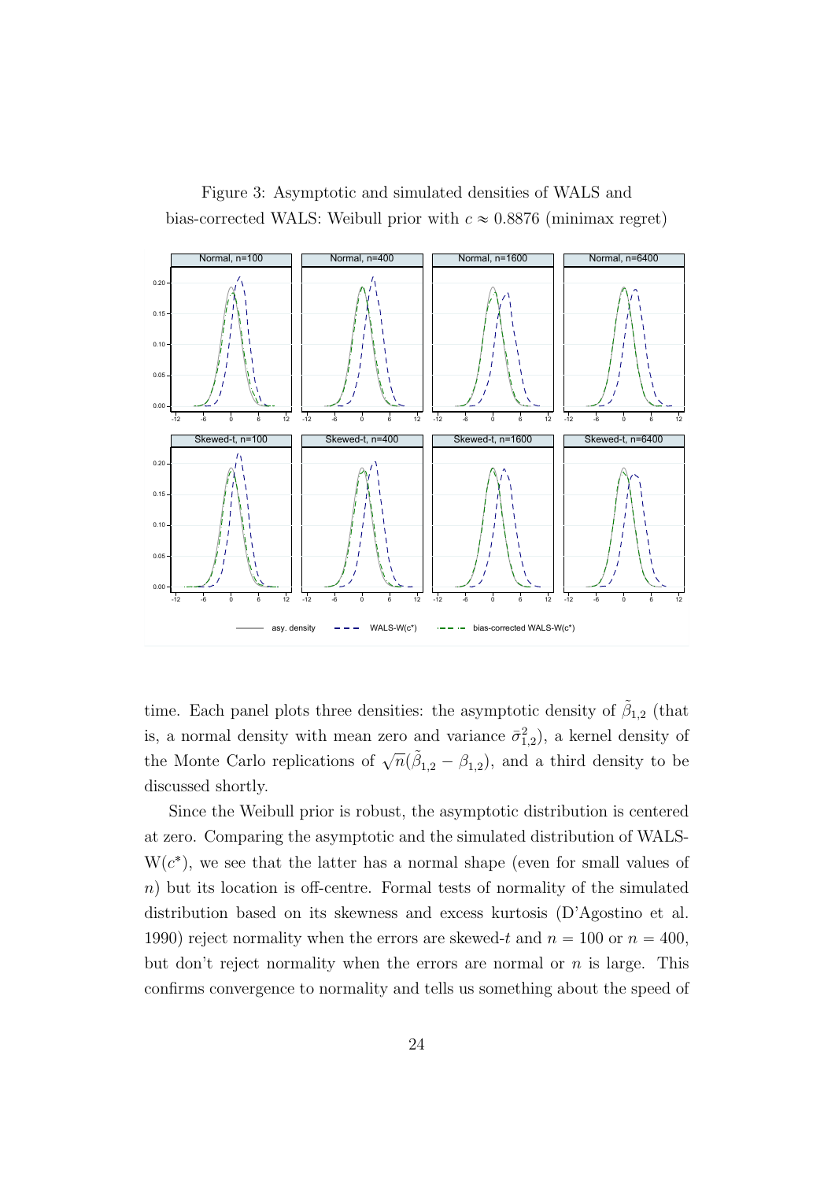Figure 3: Asymptotic and simulated densities of WALS and bias-corrected WALS: Weibull prior with $c \approx 0.8876$ (minimax regret)

time. Each panel plots three densities: the asymptotic density of $\tilde{\beta}_{1,2}$ (that is, a normal density with mean zero and variance $\bar{\sigma}^2_{1,2}$), a kernel density of the Monte Carlo replications of $\sqrt{n}(\tilde{\beta}_{1,2} - \beta_{1,2})$, and a third density to be discussed shortly.

Since the Weibull prior is robust, the asymptotic distribution is centered at zero. Comparing the asymptotic and the simulated distribution of WALS-W($c^*$), we see that the latter has a normal shape (even for small values of $n$) but its location is off-centre. Formal tests of normality of the simulated distribution based on its skewness and excess kurtosis (D'Agostino et al. 1990) reject normality when the errors are skewed-$t$ and $n = 100$ or $n = 400$, but don't reject normality when the errors are normal or $n$ is large. This confirms convergence to normality and tells us something about the speed of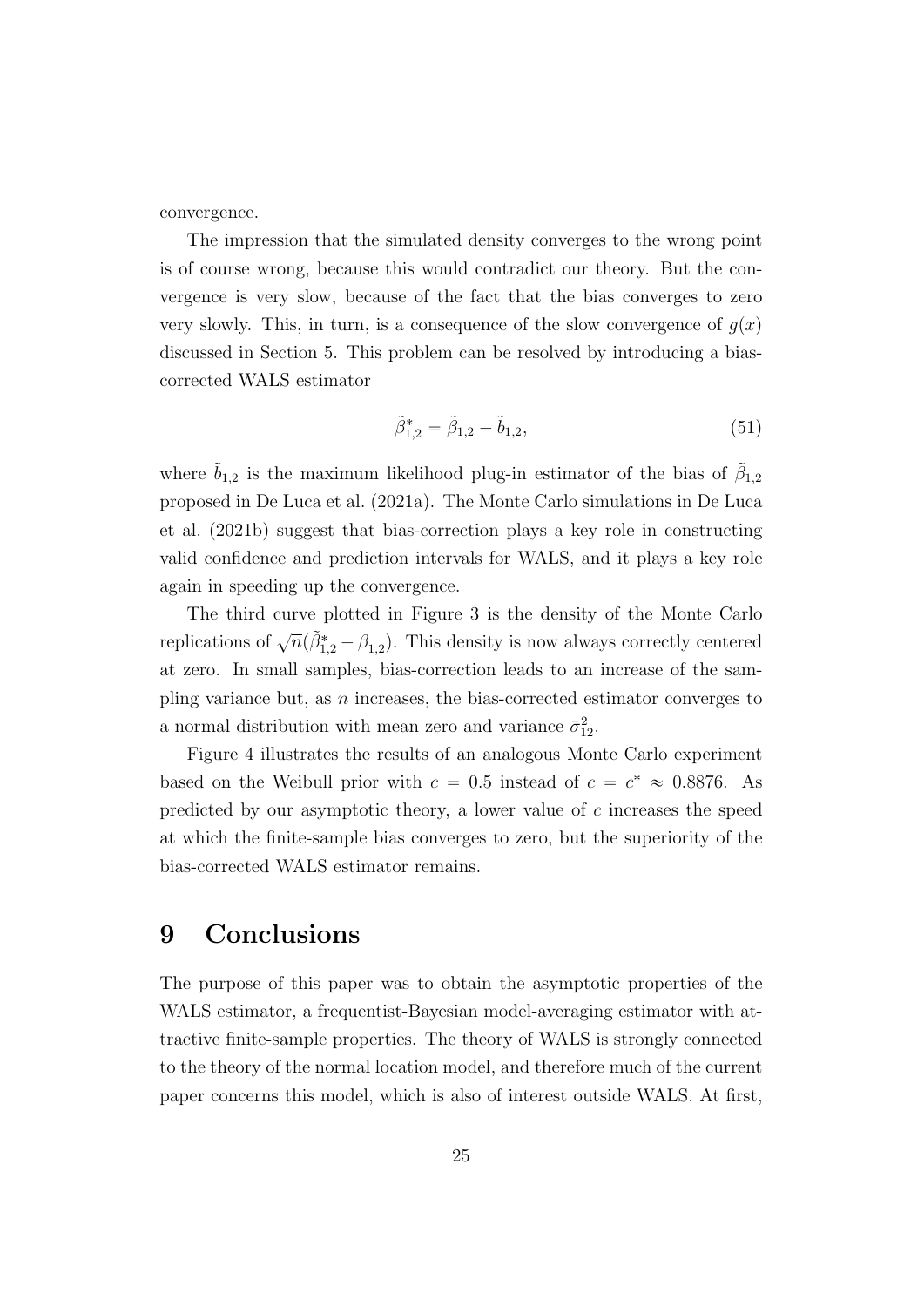convergence.

The impression that the simulated density converges to the wrong point is of course wrong, because this would contradict our theory. But the convergence is very slow, because of the fact that the bias converges to zero very slowly. This, in turn, is a consequence of the slow convergence of $g(x)$ discussed in Section 5. This problem can be resolved by introducing a bias-corrected WALS estimator

$$\tilde{\beta}_{1,2}^* = \tilde{\beta}_{1,2} - \tilde{b}_{1,2}, \tag{51}$$

where $\tilde{b}_{1,2}$ is the maximum likelihood plug-in estimator of the bias of $\tilde{\beta}_{1,2}$ proposed in De Luca et al. (2021a). The Monte Carlo simulations in De Luca et al. (2021b) suggest that bias-correction plays a key role in constructing valid confidence and prediction intervals for WALS, and it plays a key role again in speeding up the convergence.

The third curve plotted in Figure 3 is the density of the Monte Carlo replications of $\sqrt{n}(\tilde{\beta}_{1,2}^* - \beta_{1,2})$. This density is now always correctly centered at zero. In small samples, bias-correction leads to an increase of the sampling variance but, as $n$ increases, the bias-corrected estimator converges to a normal distribution with mean zero and variance $\bar{\sigma}_{12}^2$.

Figure 4 illustrates the results of an analogous Monte Carlo experiment based on the Weibull prior with $c = 0.5$ instead of $c = c^* \approx 0.8876$. As predicted by our asymptotic theory, a lower value of $c$ increases the speed at which the finite-sample bias converges to zero, but the superiority of the bias-corrected WALS estimator remains.

# 9 Conclusions

The purpose of this paper was to obtain the asymptotic properties of the WALS estimator, a frequentist-Bayesian model-averaging estimator with attractive finite-sample properties. The theory of WALS is strongly connected to the theory of the normal location model, and therefore much of the current paper concerns this model, which is also of interest outside WALS. At first,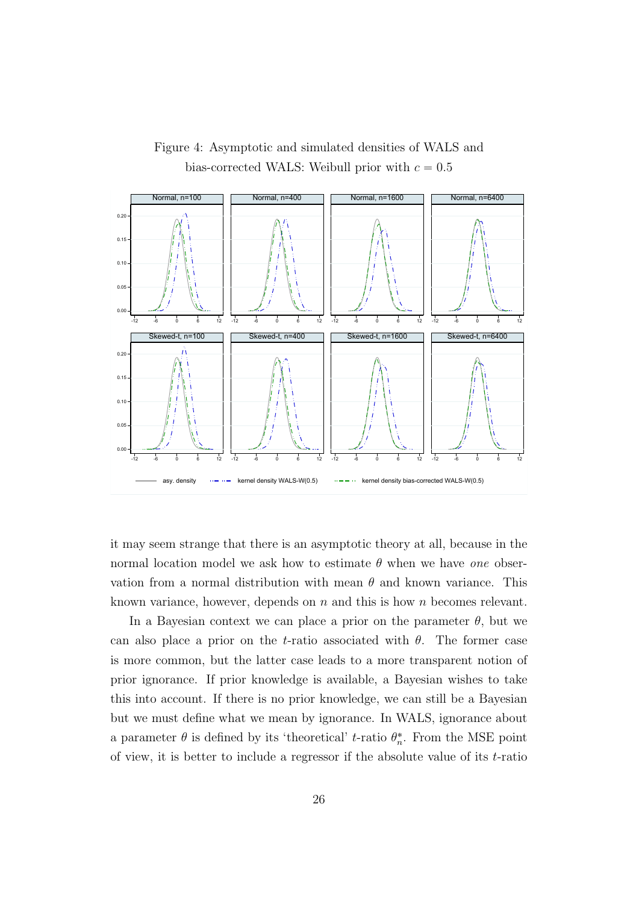Figure 4: Asymptotic and simulated densities of WALS and bias-corrected WALS: Weibull prior with $c = 0.5$

it may seem strange that there is an asymptotic theory at all, because in the normal location model we ask how to estimate $\theta$ when we have *one* observation from a normal distribution with mean $\theta$ and known variance. This known variance, however, depends on $n$ and this is how $n$ becomes relevant.

In a Bayesian context we can place a prior on the parameter $\theta$, but we can also place a prior on the $t$-ratio associated with $\theta$. The former case is more common, but the latter case leads to a more transparent notion of prior ignorance. If prior knowledge is available, a Bayesian wishes to take this into account. If there is no prior knowledge, we can still be a Bayesian but we must define what we mean by ignorance. In WALS, ignorance about a parameter $\theta$ is defined by its 'theoretical' $t$-ratio $\theta_n^*$. From the MSE point of view, it is better to include a regressor if the absolute value of its $t$-ratio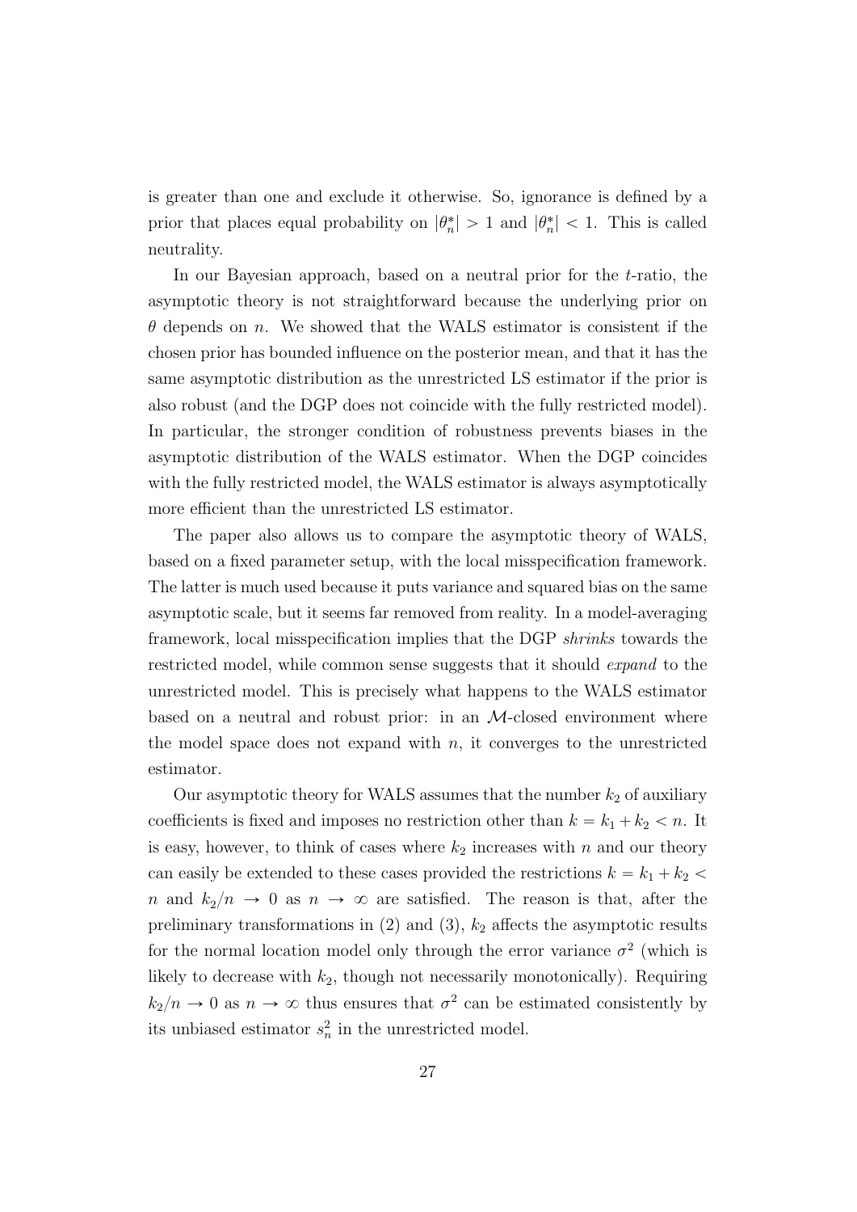is greater than one and exclude it otherwise. So, ignorance is defined by a prior that places equal probability on $|\theta_n^*| > 1$ and $|\theta_n^*| < 1$. This is called neutrality.

In our Bayesian approach, based on a neutral prior for the $t$-ratio, the asymptotic theory is not straightforward because the underlying prior on $\theta$ depends on $n$. We showed that the WALS estimator is consistent if the chosen prior has bounded influence on the posterior mean, and that it has the same asymptotic distribution as the unrestricted LS estimator if the prior is also robust (and the DGP does not coincide with the fully restricted model). In particular, the stronger condition of robustness prevents biases in the asymptotic distribution of the WALS estimator. When the DGP coincides with the fully restricted model, the WALS estimator is always asymptotically more efficient than the unrestricted LS estimator.

The paper also allows us to compare the asymptotic theory of WALS, based on a fixed parameter setup, with the local misspecification framework. The latter is much used because it puts variance and squared bias on the same asymptotic scale, but it seems far removed from reality. In a model-averaging framework, local misspecification implies that the DGP *shrinks* towards the restricted model, while common sense suggests that it should *expand* to the unrestricted model. This is precisely what happens to the WALS estimator based on a neutral and robust prior: in an $\mathcal{M}$-closed environment where the model space does not expand with $n$, it converges to the unrestricted estimator.

Our asymptotic theory for WALS assumes that the number $k_2$ of auxiliary coefficients is fixed and imposes no restriction other than $k = k_1 + k_2 < n$. It is easy, however, to think of cases where $k_2$ increases with $n$ and our theory can easily be extended to these cases provided the restrictions $k = k_1 + k_2 < n$ and $k_2/n \to 0$ as $n \to \infty$ are satisfied. The reason is that, after the preliminary transformations in (2) and (3), $k_2$ affects the asymptotic results for the normal location model only through the error variance $\sigma^2$ (which is likely to decrease with $k_2$, though not necessarily monotonically). Requiring $k_2/n \to 0$ as $n \to \infty$ thus ensures that $\sigma^2$ can be estimated consistently by its unbiased estimator $s_n^2$ in the unrestricted model.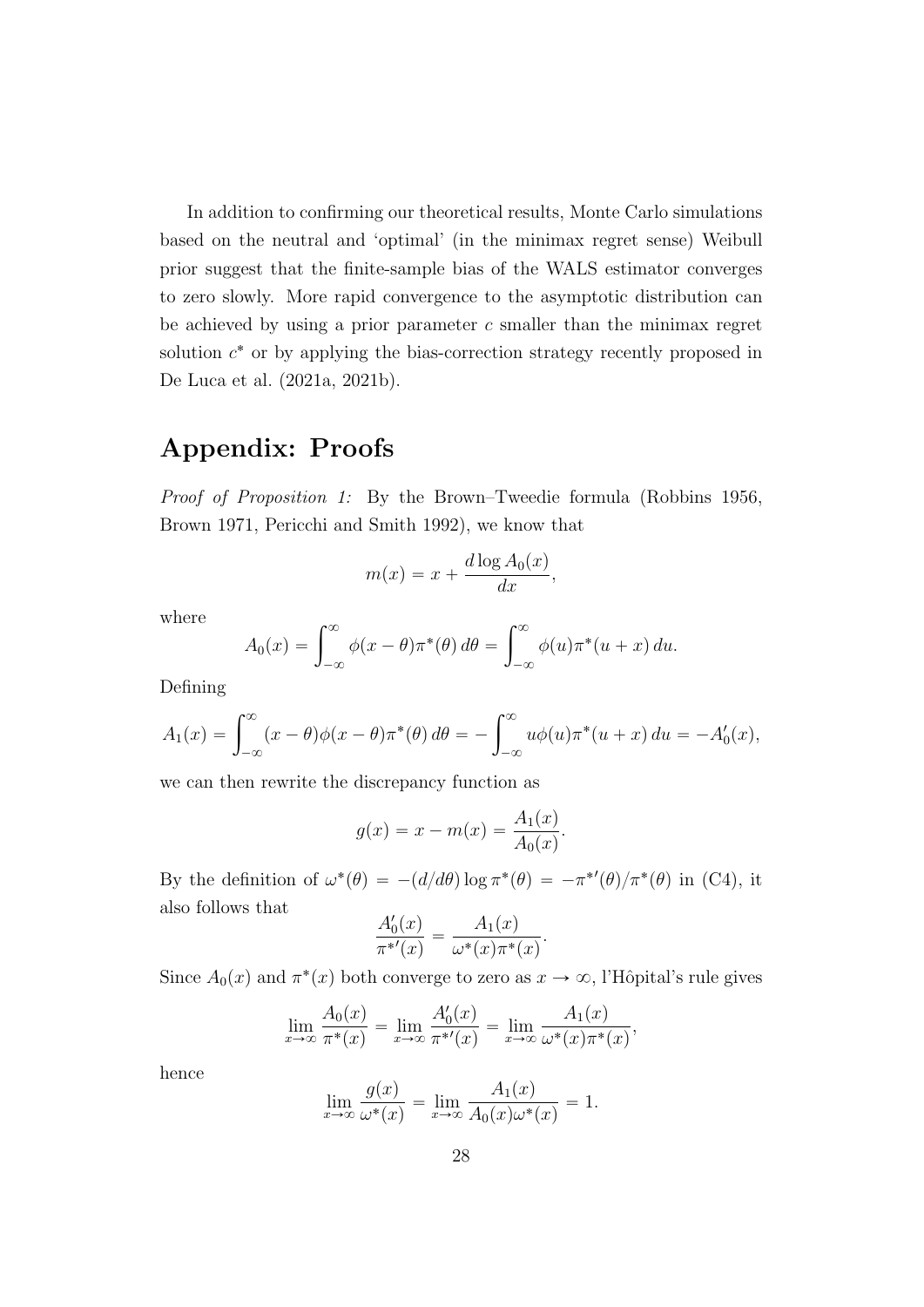In addition to confirming our theoretical results, Monte Carlo simulations based on the neutral and 'optimal' (in the minimax regret sense) Weibull prior suggest that the finite-sample bias of the WALS estimator converges to zero slowly. More rapid convergence to the asymptotic distribution can be achieved by using a prior parameter $c$ smaller than the minimax regret solution $c^*$ or by applying the bias-correction strategy recently proposed in De Luca et al. (2021a, 2021b).

# Appendix: Proofs

*Proof of Proposition 1:* By the Brown–Tweedie formula (Robbins 1956, Brown 1971, Pericchi and Smith 1992), we know that

$$m(x) = x + \frac{d \log A_0(x)}{dx},$$

where

$$A_0(x) = \int_{-\infty}^{\infty} \phi(x-\theta)\pi^*(\theta)\, d\theta = \int_{-\infty}^{\infty} \phi(u)\pi^*(u+x)\, du.$$

Defining

$$A_1(x) = \int_{-\infty}^{\infty} (x-\theta)\phi(x-\theta)\pi^*(\theta)\, d\theta = -\int_{-\infty}^{\infty} u\phi(u)\pi^*(u+x)\, du = -A_0'(x),$$

we can then rewrite the discrepancy function as

$$g(x) = x - m(x) = \frac{A_1(x)}{A_0(x)}.$$

By the definition of $\omega^*(\theta) = -(d/d\theta)\log \pi^*(\theta) = -\pi^{*\prime}(\theta)/\pi^*(\theta)$ in (C4), it also follows that

$$\frac{A_0'(x)}{\pi^{*\prime}(x)} = \frac{A_1(x)}{\omega^*(x)\pi^*(x)}.$$

Since $A_0(x)$ and $\pi^*(x)$ both converge to zero as $x \to \infty$, l'Hôpital's rule gives

$$\lim_{x\to\infty} \frac{A_0(x)}{\pi^*(x)} = \lim_{x\to\infty} \frac{A_0'(x)}{\pi^{*\prime}(x)} = \lim_{x\to\infty} \frac{A_1(x)}{\omega^*(x)\pi^*(x)},$$

hence

$$\lim_{x\to\infty} \frac{g(x)}{\omega^*(x)} = \lim_{x\to\infty} \frac{A_1(x)}{A_0(x)\omega^*(x)} = 1.$$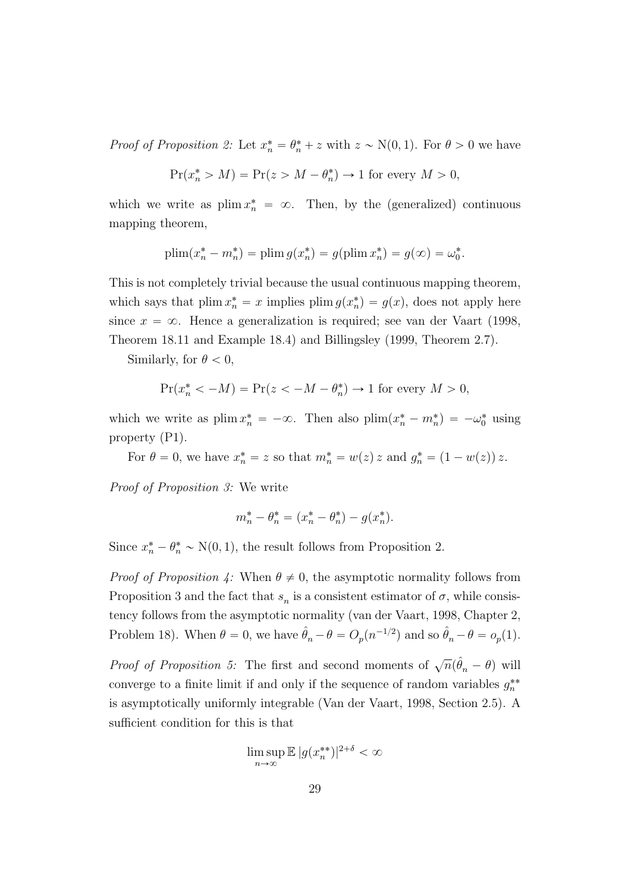*Proof of Proposition 2:* Let $x_n^* = \theta_n^* + z$ with $z \sim \mathrm{N}(0,1)$. For $\theta > 0$ we have

$$\Pr(x_n^* > M) = \Pr(z > M - \theta_n^*) \to 1 \text{ for every } M > 0,$$

which we write as $\operatorname{plim} x_n^* = \infty$. Then, by the (generalized) continuous mapping theorem,

$$\operatorname{plim}(x_n^* - m_n^*) = \operatorname{plim} g(x_n^*) = g(\operatorname{plim} x_n^*) = g(\infty) = \omega_0^*.$$

This is not completely trivial because the usual continuous mapping theorem, which says that $\operatorname{plim} x_n^* = x$ implies $\operatorname{plim} g(x_n^*) = g(x)$, does not apply here since $x = \infty$. Hence a generalization is required; see van der Vaart (1998, Theorem 18.11 and Example 18.4) and Billingsley (1999, Theorem 2.7).

Similarly, for $\theta < 0$,

$$\Pr(x_n^* < -M) = \Pr(z < -M - \theta_n^*) \to 1 \text{ for every } M > 0,$$

which we write as $\operatorname{plim} x_n^* = -\infty$. Then also $\operatorname{plim}(x_n^* - m_n^*) = -\omega_0^*$ using property (P1).

For $\theta = 0$, we have $x_n^* = z$ so that $m_n^* = w(z)\, z$ and $g_n^* = (1 - w(z))\, z$.

*Proof of Proposition 3:* We write

$$m_n^* - \theta_n^* = (x_n^* - \theta_n^*) - g(x_n^*).$$

Since $x_n^* - \theta_n^* \sim \mathrm{N}(0,1)$, the result follows from Proposition 2.

*Proof of Proposition 4:* When $\theta \neq 0$, the asymptotic normality follows from Proposition 3 and the fact that $s_n$ is a consistent estimator of $\sigma$, while consistency follows from the asymptotic normality (van der Vaart, 1998, Chapter 2, Problem 18). When $\theta = 0$, we have $\hat{\theta}_n - \theta = O_p(n^{-1/2})$ and so $\hat{\theta}_n - \theta = o_p(1)$.

*Proof of Proposition 5:* The first and second moments of $\sqrt{n}(\hat{\theta}_n - \theta)$ will converge to a finite limit if and only if the sequence of random variables $g_n^{**}$ is asymptotically uniformly integrable (Van der Vaart, 1998, Section 2.5). A sufficient condition for this is that

$$\limsup_{n \to \infty} \mathbb{E}\, |g(x_n^{**})|^{2+\delta} < \infty$$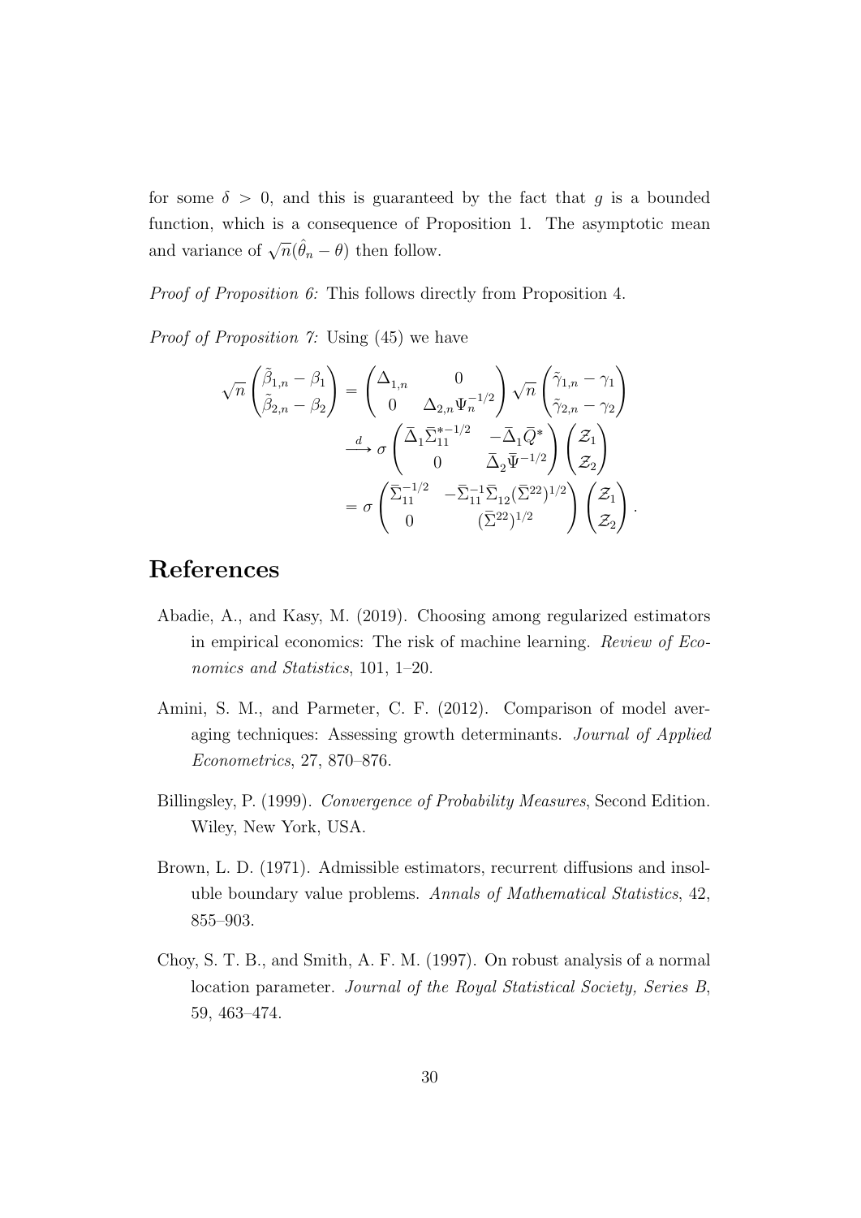for some $\delta > 0$, and this is guaranteed by the fact that $g$ is a bounded function, which is a consequence of Proposition 1. The asymptotic mean and variance of $\sqrt{n}(\hat{\theta}_n - \theta)$ then follow.

*Proof of Proposition 6:* This follows directly from Proposition 4.

*Proof of Proposition 7:* Using (45) we have

$$
\begin{aligned}
\sqrt{n}\begin{pmatrix} \tilde{\beta}_{1,n} - \beta_1 \\ \tilde{\beta}_{2,n} - \beta_2 \end{pmatrix} &= \begin{pmatrix} \Delta_{1,n} & 0 \\ 0 & \Delta_{2,n}\Psi_n^{-1/2} \end{pmatrix} \sqrt{n}\begin{pmatrix} \tilde{\gamma}_{1,n} - \gamma_1 \\ \tilde{\gamma}_{2,n} - \gamma_2 \end{pmatrix} \\
&\xrightarrow{d} \sigma \begin{pmatrix} \bar{\Delta}_1 \bar{\Sigma}_{11}^{*-1/2} & -\bar{\Delta}_1 \bar{Q}^* \\ 0 & \bar{\Delta}_2 \bar{\Psi}^{-1/2} \end{pmatrix} \begin{pmatrix} \mathcal{Z}_1 \\ \mathcal{Z}_2 \end{pmatrix} \\
&= \sigma \begin{pmatrix} \bar{\Sigma}_{11}^{-1/2} & -\bar{\Sigma}_{11}^{-1}\bar{\Sigma}_{12}(\bar{\Sigma}^{22})^{1/2} \\ 0 & (\bar{\Sigma}^{22})^{1/2} \end{pmatrix} \begin{pmatrix} \mathcal{Z}_1 \\ \mathcal{Z}_2 \end{pmatrix}.
\end{aligned}
$$

# References

Abadie, A., and Kasy, M. (2019). Choosing among regularized estimators in empirical economics: The risk of machine learning. *Review of Economics and Statistics*, 101, 1–20.

Amini, S. M., and Parmeter, C. F. (2012). Comparison of model averaging techniques: Assessing growth determinants. *Journal of Applied Econometrics*, 27, 870–876.

Billingsley, P. (1999). *Convergence of Probability Measures*, Second Edition. Wiley, New York, USA.

Brown, L. D. (1971). Admissible estimators, recurrent diffusions and insoluble boundary value problems. *Annals of Mathematical Statistics*, 42, 855–903.

Choy, S. T. B., and Smith, A. F. M. (1997). On robust analysis of a normal location parameter. *Journal of the Royal Statistical Society, Series B*, 59, 463–474.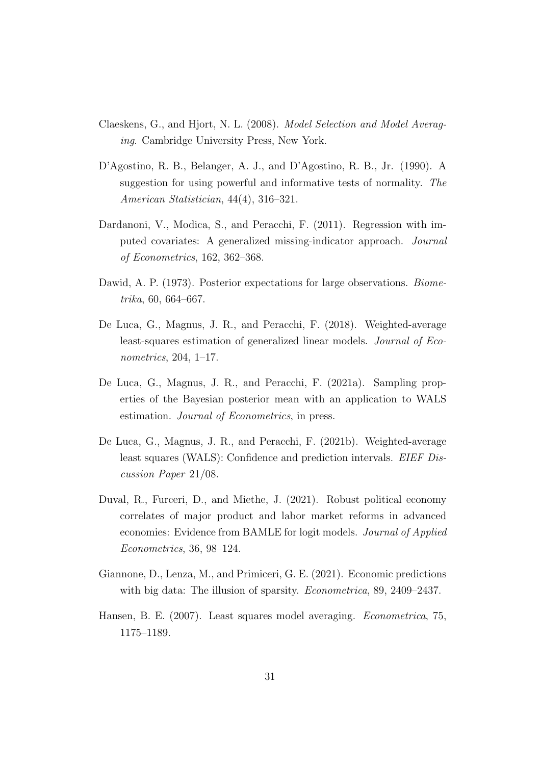Claeskens, G., and Hjort, N. L. (2008). *Model Selection and Model Averaging*. Cambridge University Press, New York.

D'Agostino, R. B., Belanger, A. J., and D'Agostino, R. B., Jr. (1990). A suggestion for using powerful and informative tests of normality. *The American Statistician*, 44(4), 316–321.

Dardanoni, V., Modica, S., and Peracchi, F. (2011). Regression with imputed covariates: A generalized missing-indicator approach. *Journal of Econometrics*, 162, 362–368.

Dawid, A. P. (1973). Posterior expectations for large observations. *Biometrika*, 60, 664–667.

De Luca, G., Magnus, J. R., and Peracchi, F. (2018). Weighted-average least-squares estimation of generalized linear models. *Journal of Econometrics*, 204, 1–17.

De Luca, G., Magnus, J. R., and Peracchi, F. (2021a). Sampling properties of the Bayesian posterior mean with an application to WALS estimation. *Journal of Econometrics*, in press.

De Luca, G., Magnus, J. R., and Peracchi, F. (2021b). Weighted-average least squares (WALS): Confidence and prediction intervals. *EIEF Discussion Paper* 21/08.

Duval, R., Furceri, D., and Miethe, J. (2021). Robust political economy correlates of major product and labor market reforms in advanced economies: Evidence from BAMLE for logit models. *Journal of Applied Econometrics*, 36, 98–124.

Giannone, D., Lenza, M., and Primiceri, G. E. (2021). Economic predictions with big data: The illusion of sparsity. *Econometrica*, 89, 2409–2437.

Hansen, B. E. (2007). Least squares model averaging. *Econometrica*, 75, 1175–1189.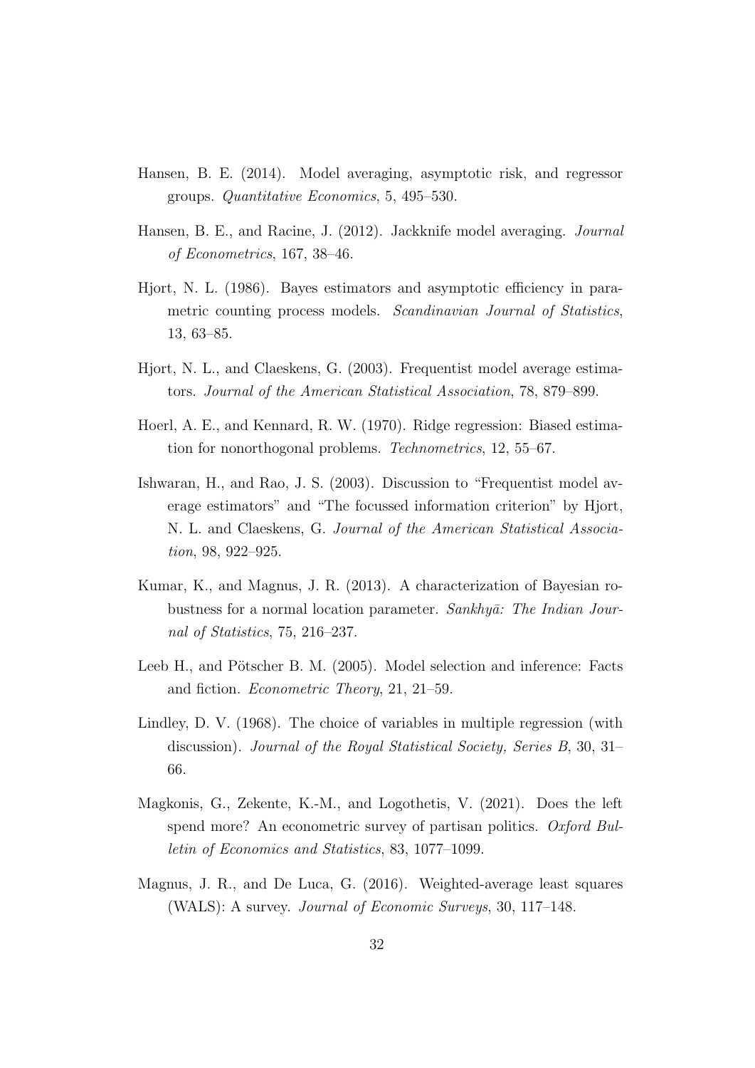Hansen, B. E. (2014). Model averaging, asymptotic risk, and regressor groups. *Quantitative Economics*, 5, 495–530.

Hansen, B. E., and Racine, J. (2012). Jackknife model averaging. *Journal of Econometrics*, 167, 38–46.

Hjort, N. L. (1986). Bayes estimators and asymptotic efficiency in parametric counting process models. *Scandinavian Journal of Statistics*, 13, 63–85.

Hjort, N. L., and Claeskens, G. (2003). Frequentist model average estimators. *Journal of the American Statistical Association*, 78, 879–899.

Hoerl, A. E., and Kennard, R. W. (1970). Ridge regression: Biased estimation for nonorthogonal problems. *Technometrics*, 12, 55–67.

Ishwaran, H., and Rao, J. S. (2003). Discussion to "Frequentist model average estimators" and "The focussed information criterion" by Hjort, N. L. and Claeskens, G. *Journal of the American Statistical Association*, 98, 922–925.

Kumar, K., and Magnus, J. R. (2013). A characterization of Bayesian robustness for a normal location parameter. *Sankhyā: The Indian Journal of Statistics*, 75, 216–237.

Leeb H., and Pötscher B. M. (2005). Model selection and inference: Facts and fiction. *Econometric Theory*, 21, 21–59.

Lindley, D. V. (1968). The choice of variables in multiple regression (with discussion). *Journal of the Royal Statistical Society, Series B*, 30, 31–66.

Magkonis, G., Zekente, K.-M., and Logothetis, V. (2021). Does the left spend more? An econometric survey of partisan politics. *Oxford Bulletin of Economics and Statistics*, 83, 1077–1099.

Magnus, J. R., and De Luca, G. (2016). Weighted-average least squares (WALS): A survey. *Journal of Economic Surveys*, 30, 117–148.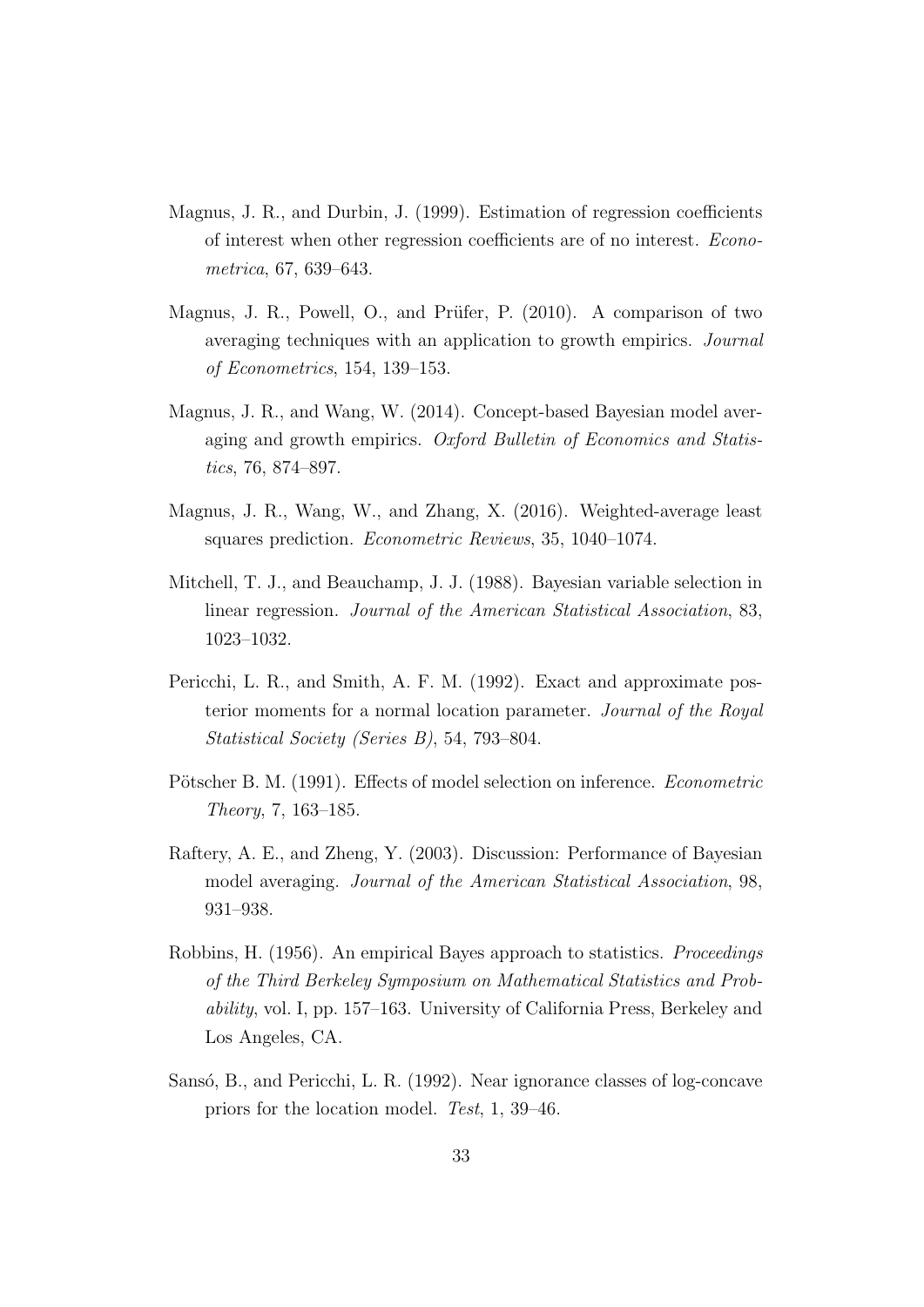Magnus, J. R., and Durbin, J. (1999). Estimation of regression coefficients of interest when other regression coefficients are of no interest. *Econometrica*, 67, 639–643.

Magnus, J. R., Powell, O., and Prüfer, P. (2010). A comparison of two averaging techniques with an application to growth empirics. *Journal of Econometrics*, 154, 139–153.

Magnus, J. R., and Wang, W. (2014). Concept-based Bayesian model averaging and growth empirics. *Oxford Bulletin of Economics and Statistics*, 76, 874–897.

Magnus, J. R., Wang, W., and Zhang, X. (2016). Weighted-average least squares prediction. *Econometric Reviews*, 35, 1040–1074.

Mitchell, T. J., and Beauchamp, J. J. (1988). Bayesian variable selection in linear regression. *Journal of the American Statistical Association*, 83, 1023–1032.

Pericchi, L. R., and Smith, A. F. M. (1992). Exact and approximate posterior moments for a normal location parameter. *Journal of the Royal Statistical Society (Series B)*, 54, 793–804.

Pötscher B. M. (1991). Effects of model selection on inference. *Econometric Theory*, 7, 163–185.

Raftery, A. E., and Zheng, Y. (2003). Discussion: Performance of Bayesian model averaging. *Journal of the American Statistical Association*, 98, 931–938.

Robbins, H. (1956). An empirical Bayes approach to statistics. *Proceedings of the Third Berkeley Symposium on Mathematical Statistics and Probability*, vol. I, pp. 157–163. University of California Press, Berkeley and Los Angeles, CA.

Sansó, B., and Pericchi, L. R. (1992). Near ignorance classes of log-concave priors for the location model. *Test*, 1, 39–46.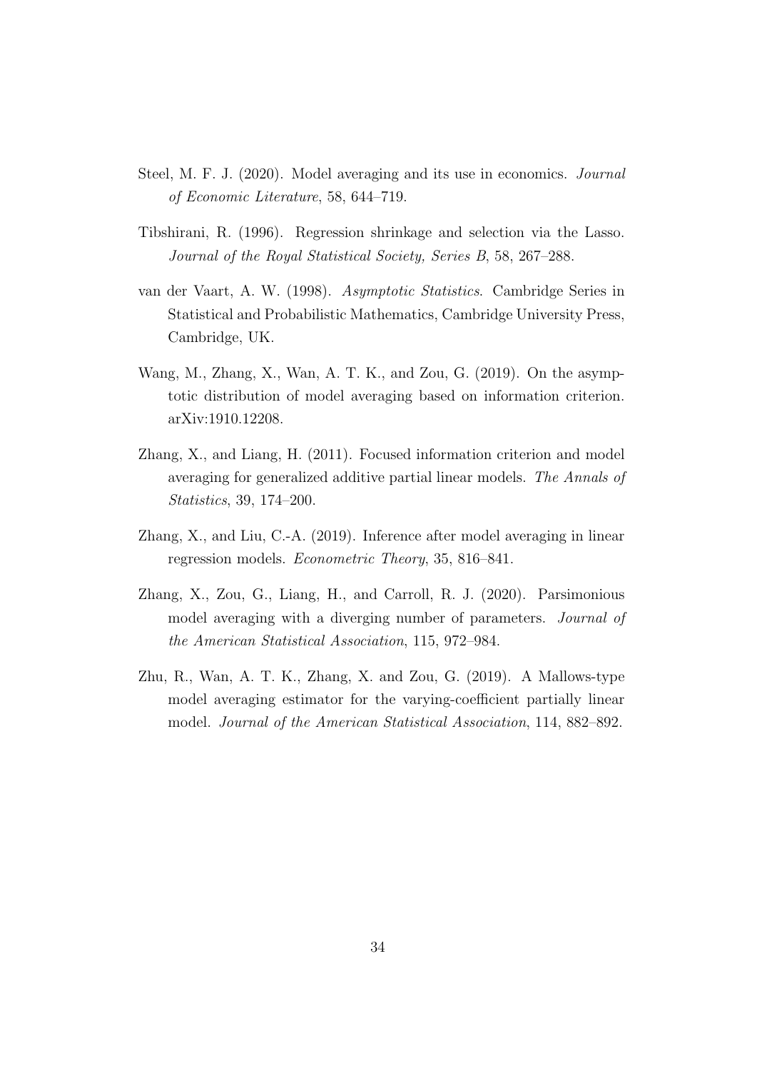Steel, M. F. J. (2020). Model averaging and its use in economics. *Journal of Economic Literature*, 58, 644–719.

Tibshirani, R. (1996). Regression shrinkage and selection via the Lasso. *Journal of the Royal Statistical Society, Series B*, 58, 267–288.

van der Vaart, A. W. (1998). *Asymptotic Statistics*. Cambridge Series in Statistical and Probabilistic Mathematics, Cambridge University Press, Cambridge, UK.

Wang, M., Zhang, X., Wan, A. T. K., and Zou, G. (2019). On the asymptotic distribution of model averaging based on information criterion. arXiv:1910.12208.

Zhang, X., and Liang, H. (2011). Focused information criterion and model averaging for generalized additive partial linear models. *The Annals of Statistics*, 39, 174–200.

Zhang, X., and Liu, C.-A. (2019). Inference after model averaging in linear regression models. *Econometric Theory*, 35, 816–841.

Zhang, X., Zou, G., Liang, H., and Carroll, R. J. (2020). Parsimonious model averaging with a diverging number of parameters. *Journal of the American Statistical Association*, 115, 972–984.

Zhu, R., Wan, A. T. K., Zhang, X. and Zou, G. (2019). A Mallows-type model averaging estimator for the varying-coefficient partially linear model. *Journal of the American Statistical Association*, 114, 882–892.